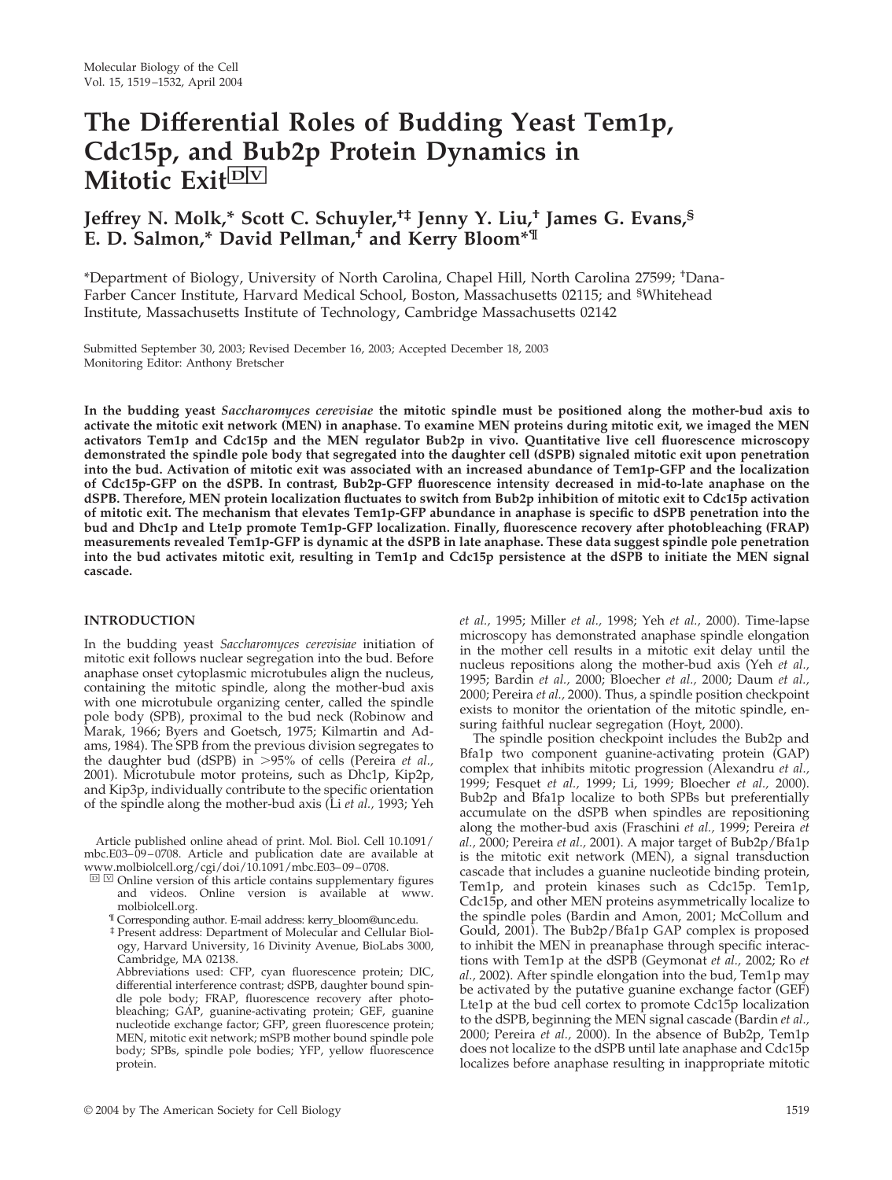# The Differential Roles of Budding Yeast Tem1p, Cdc15p, and Bub2p Protein Dynamics in Mitotic Exit[D][V]

**Jeffrey N. Molk,* Scott C. Schuyler,†‡ Jenny Y. Liu,† James G. Evans,§ E. D. Salmon,* David Pellman,† and Kerry Bloom*¶**

*Department of Biology, University of North Carolina, Chapel Hill, North Carolina 27599; †Dana-Farber Cancer Institute, Harvard Medical School, Boston, Massachusetts 02115; and §Whitehead Institute, Massachusetts Institute of Technology, Cambridge Massachusetts 02142

Submitted September 30, 2003; Revised December 16, 2003; Accepted December 18, 2003
Monitoring Editor: Anthony Bretscher

**In the budding yeast *Saccharomyces cerevisiae* the mitotic spindle must be positioned along the mother-bud axis to activate the mitotic exit network (MEN) in anaphase. To examine MEN proteins during mitotic exit, we imaged the MEN activators Tem1p and Cdc15p and the MEN regulator Bub2p in vivo. Quantitative live cell fluorescence microscopy demonstrated the spindle pole body that segregated into the daughter cell (dSPB) signaled mitotic exit upon penetration into the bud. Activation of mitotic exit was associated with an increased abundance of Tem1p-GFP and the localization of Cdc15p-GFP on the dSPB. In contrast, Bub2p-GFP fluorescence intensity decreased in mid-to-late anaphase on the dSPB. Therefore, MEN protein localization fluctuates to switch from Bub2p inhibition of mitotic exit to Cdc15p activation of mitotic exit. The mechanism that elevates Tem1p-GFP abundance in anaphase is specific to dSPB penetration into the bud and Dhc1p and Lte1p promote Tem1p-GFP localization. Finally, fluorescence recovery after photobleaching (FRAP) measurements revealed Tem1p-GFP is dynamic at the dSPB in late anaphase. These data suggest spindle pole penetration into the bud activates mitotic exit, resulting in Tem1p and Cdc15p persistence at the dSPB to initiate the MEN signal cascade.**

## INTRODUCTION

In the budding yeast *Saccharomyces cerevisiae* initiation of mitotic exit follows nuclear segregation into the bud. Before anaphase onset cytoplasmic microtubules align the nucleus, containing the mitotic spindle, along the mother-bud axis with one microtubule organizing center, called the spindle pole body (SPB), proximal to the bud neck (Robinow and Marak, 1966; Byers and Goetsch, 1975; Kilmartin and Adams, 1984). The SPB from the previous division segregates to the daughter bud (dSPB) in >95% of cells (Pereira *et al.,* 2001). Microtubule motor proteins, such as Dhc1p, Kip2p, and Kip3p, individually contribute to the specific orientation of the spindle along the mother-bud axis (Li *et al.,* 1993; Yeh *et al.,* 1995; Miller *et al.,* 1998; Yeh *et al.,* 2000). Time-lapse microscopy has demonstrated anaphase spindle elongation in the mother cell results in a mitotic exit delay until the nucleus repositions along the mother-bud axis (Yeh *et al.,* 1995; Bardin *et al.,* 2000; Bloecher *et al.,* 2000; Daum *et al.,* 2000; Pereira *et al.,* 2000). Thus, a spindle position checkpoint exists to monitor the orientation of the mitotic spindle, ensuring faithful nuclear segregation (Hoyt, 2000).

The spindle position checkpoint includes the Bub2p and Bfa1p two component guanine-activating protein (GAP) complex that inhibits mitotic progression (Alexandru *et al.,* 1999; Fesquet *et al.,* 1999; Li, 1999; Bloecher *et al.,* 2000). Bub2p and Bfa1p localize to both SPBs but preferentially accumulate on the dSPB when spindles are repositioning along the mother-bud axis (Fraschini *et al.,* 1999; Pereira *et al.,* 2000; Pereira *et al.,* 2001). A major target of Bub2p/Bfa1p is the mitotic exit network (MEN), a signal transduction cascade that includes a guanine nucleotide binding protein, Tem1p, and protein kinases such as Cdc15p. Tem1p, Cdc15p, and other MEN proteins asymmetrically localize to the spindle poles (Bardin and Amon, 2001; McCollum and Gould, 2001). The Bub2p/Bfa1p GAP complex is proposed to inhibit the MEN in preanaphase through specific interactions with Tem1p at the dSPB (Geymonat *et al.,* 2002; Ro *et al.,* 2002). After spindle elongation into the bud, Tem1p may be activated by the putative guanine exchange factor (GEF) Lte1p at the bud cell cortex to promote Cdc15p localization to the dSPB, beginning the MEN signal cascade (Bardin *et al.,* 2000; Pereira *et al.,* 2000). In the absence of Bub2p, Tem1p does not localize to the dSPB until late anaphase and Cdc15p localizes before anaphase resulting in inappropriate mitotic

Article published online ahead of print. Mol. Biol. Cell 10.1091/mbc.E03–09–0708. Article and publication date are available at www.molbiolcell.org/cgi/doi/10.1091/mbc.E03–09–0708.

[D] [V] Online version of this article contains supplementary figures and videos. Online version is available at www.molbiolcell.org.

¶ Corresponding author. E-mail address: kerry_bloom@unc.edu.

‡ Present address: Department of Molecular and Cellular Biology, Harvard University, 16 Divinity Avenue, BioLabs 3000, Cambridge, MA 02138.

Abbreviations used: CFP, cyan fluorescence protein; DIC, differential interference contrast; dSPB, daughter bound spindle pole body; FRAP, fluorescence recovery after photobleaching; GAP, guanine-activating protein; GEF, guanine nucleotide exchange factor; GFP, green fluorescence protein; MEN, mitotic exit network; mSPB mother bound spindle pole body; SPBs, spindle pole bodies; YFP, yellow fluorescence protein.

© 2004 by The American Society for Cell Biology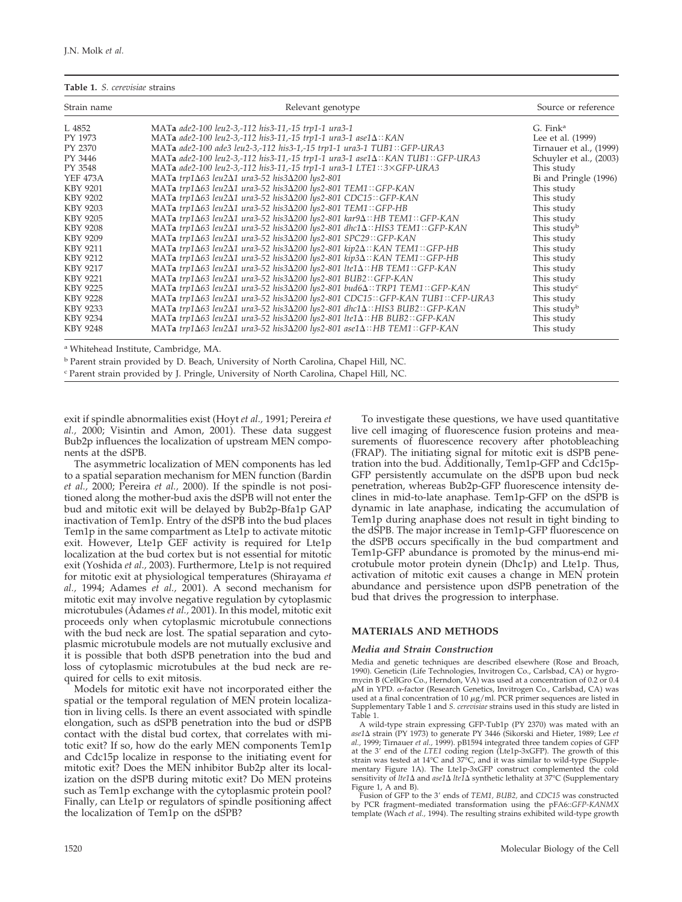**Table 1.** *S. cerevisiae* strains

| Strain name | Relevant genotype | Source or reference |
|---|---|---|
| L 4852 | MATa *ade2-100 leu2-3,-112 his3-11,-15 trp1-1 ura3-1* | G. Fink[a] |
| PY 1973 | MATa *ade2-100 leu2-3,-112 his3-11,-15 trp1-1 ura3-1 ase1Δ::KAN* | Lee et al. (1999) |
| PY 2370 | MATa *ade2-100 ade3 leu2-3,-112 his3-1,-15 trp1-1 ura3-1 TUB1::GFP-URA3* | Tirnauer et al., (1999) |
| PY 3446 | MATa *ade2-100 leu2-3,-112 his3-11,-15 trp1-1 ura3-1 ase1Δ::KAN TUB1::GFP-URA3* | Schuyler et al., (2003) |
| PY 3548 | MATa *ade2-100 leu2-3,-112 his3-11,-15 trp1-1 ura3-1 LTE1::3×GFP-URA3* | This study |
| YEF 473A | MATa *trp1Δ63 leu2Δ1 ura3-52 his3Δ200 lys2-801* | Bi and Pringle (1996) |
| KBY 9201 | MATa *trp1Δ63 leu2Δ1 ura3-52 his3Δ200 lys2-801 TEM1::GFP-KAN* | This study |
| KBY 9202 | MATa *trp1Δ63 leu2Δ1 ura3-52 his3Δ200 lys2-801 CDC15::GFP-KAN* | This study |
| KBY 9203 | MATa *trp1Δ63 leu2Δ1 ura3-52 his3Δ200 lys2-801 TEM1::GFP-HB* | This study |
| KBY 9205 | MATa *trp1Δ63 leu2Δ1 ura3-52 his3Δ200 lys2-801 kar9Δ::HB TEM1::GFP-KAN* | This study |
| KBY 9208 | MATa *trp1Δ63 leu2Δ1 ura3-52 his3Δ200 lys2-801 dhc1Δ::HIS3 TEM1::GFP-KAN* | This study[b] |
| KBY 9209 | MATa *trp1Δ63 leu2Δ1 ura3-52 his3Δ200 lys2-801 SPC29::GFP-KAN* | This study |
| KBY 9211 | MATa *trp1Δ63 leu2Δ1 ura3-52 his3Δ200 lys2-801 kip2Δ::KAN TEM1::GFP-HB* | This study |
| KBY 9212 | MATa *trp1Δ63 leu2Δ1 ura3-52 his3Δ200 lys2-801 kip3Δ::KAN TEM1::GFP-HB* | This study |
| KBY 9217 | MATa *trp1Δ63 leu2Δ1 ura3-52 his3Δ200 lys2-801 lte1Δ::HB TEM1::GFP-KAN* | This study |
| KBY 9221 | MATa *trp1Δ63 leu2Δ1 ura3-52 his3Δ200 lys2-801 BUB2::GFP-KAN* | This study |
| KBY 9225 | MATa *trp1Δ63 leu2Δ1 ura3-52 his3Δ200 lys2-801 bud6Δ::TRP1 TEM1::GFP-KAN* | This study[c] |
| KBY 9228 | MATa *trp1Δ63 leu2Δ1 ura3-52 his3Δ200 lys2-801 CDC15::GFP-KAN TUB1::CFP-URA3* | This study |
| KBY 9233 | MATa *trp1Δ63 leu2Δ1 ura3-52 his3Δ200 lys2-801 dhc1Δ::HIS3 BUB2::GFP-KAN* | This study[b] |
| KBY 9234 | MATa *trp1Δ63 leu2Δ1 ura3-52 his3Δ200 lys2-801 lte1Δ::HB BUB2::GFP-KAN* | This study |
| KBY 9248 | MATa *trp1Δ63 leu2Δ1 ura3-52 his3Δ200 lys2-801 ase1Δ::HB TEM1::GFP-KAN* | This study |

[a] Whitehead Institute, Cambridge, MA.

[b] Parent strain provided by D. Beach, University of North Carolina, Chapel Hill, NC.

[c] Parent strain provided by J. Pringle, University of North Carolina, Chapel Hill, NC.

exit if spindle abnormalities exist (Hoyt *et al.,* 1991; Pereira *et al.,* 2000; Visintin and Amon, 2001). These data suggest Bub2p influences the localization of upstream MEN components at the dSPB.

The asymmetric localization of MEN components has led to a spatial separation mechanism for MEN function (Bardin *et al.,* 2000; Pereira *et al.,* 2000). If the spindle is not positioned along the mother-bud axis the dSPB will not enter the bud and mitotic exit will be delayed by Bub2p-Bfa1p GAP inactivation of Tem1p. Entry of the dSPB into the bud places Tem1p in the same compartment as Lte1p to activate mitotic exit. However, Lte1p GEF activity is required for Lte1p localization at the bud cortex but is not essential for mitotic exit (Yoshida *et al.,* 2003). Furthermore, Lte1p is not required for mitotic exit at physiological temperatures (Shirayama *et al.,* 1994; Adames *et al.,* 2001). A second mechanism for mitotic exit may involve negative regulation by cytoplasmic microtubules (Adames *et al.,* 2001). In this model, mitotic exit proceeds only when cytoplasmic microtubule connections with the bud neck are lost. The spatial separation and cytoplasmic microtubule models are not mutually exclusive and it is possible that both dSPB penetration into the bud and loss of cytoplasmic microtubules at the bud neck are required for cells to exit mitosis.

Models for mitotic exit have not incorporated either the spatial or the temporal regulation of MEN protein localization in living cells. Is there an event associated with spindle elongation, such as dSPB penetration into the bud or dSPB contact with the distal bud cortex, that correlates with mitotic exit? If so, how do the early MEN components Tem1p and Cdc15p localize in response to the initiating event for mitotic exit? Does the MEN inhibitor Bub2p alter its localization on the dSPB during mitotic exit? Do MEN proteins such as Tem1p exchange with the cytoplasmic protein pool? Finally, can Lte1p or regulators of spindle positioning affect the localization of Tem1p on the dSPB?

To investigate these questions, we have used quantitative live cell imaging of fluorescence fusion proteins and measurements of fluorescence recovery after photobleaching (FRAP). The initiating signal for mitotic exit is dSPB penetration into the bud. Additionally, Tem1p-GFP and Cdc15p-GFP persistently accumulate on the dSPB upon bud neck penetration, whereas Bub2p-GFP fluorescence intensity declines in mid-to-late anaphase. Tem1p-GFP on the dSPB is dynamic in late anaphase, indicating the accumulation of Tem1p during anaphase does not result in tight binding to the dSPB. The major increase in Tem1p-GFP fluorescence on the dSPB occurs specifically in the bud compartment and Tem1p-GFP abundance is promoted by the minus-end microtubule motor protein dynein (Dhc1p) and Lte1p. Thus, activation of mitotic exit causes a change in MEN protein abundance and persistence upon dSPB penetration of the bud that drives the progression to interphase.

## MATERIALS AND METHODS

### *Media and Strain Construction*

Media and genetic techniques are described elsewhere (Rose and Broach, 1990). Geneticin (Life Technologies, Invitrogen Co., Carlsbad, CA) or hygromycin B (CellGro Co., Herndon, VA) was used at a concentration of 0.2 or 0.4 μM in YPD. α-factor (Research Genetics, Invitrogen Co., Carlsbad, CA) was used at a final concentration of 10 μg/ml. PCR primer sequences are listed in Supplementary Table 1 and *S. cerevisiae* strains used in this study are listed in Table 1.

A wild-type strain expressing GFP-Tub1p (PY 2370) was mated with an *ase1Δ* strain (PY 1973) to generate PY 3446 (Sikorski and Hieter, 1989; Lee *et al.,* 1999; Tirnauer *et al.,* 1999). pB1594 integrated three tandem copies of GFP at the 3′ end of the *LTE1* coding region (Lte1p-3xGFP). The growth of this strain was tested at 14°C and 37°C, and it was similar to wild-type (Supplementary Figure 1A). The Lte1p-3xGFP construct complemented the cold sensitivity of *lte1Δ* and *ase1Δ lte1Δ* synthetic lethality at 37°C (Supplementary Figure 1, A and B).

Fusion of GFP to the 3′ ends of *TEM1, BUB2,* and *CDC15* was constructed by PCR fragment–mediated transformation using the pFA6::*GFP-KANMX* template (Wach *et al.,* 1994). The resulting strains exhibited wild-type growth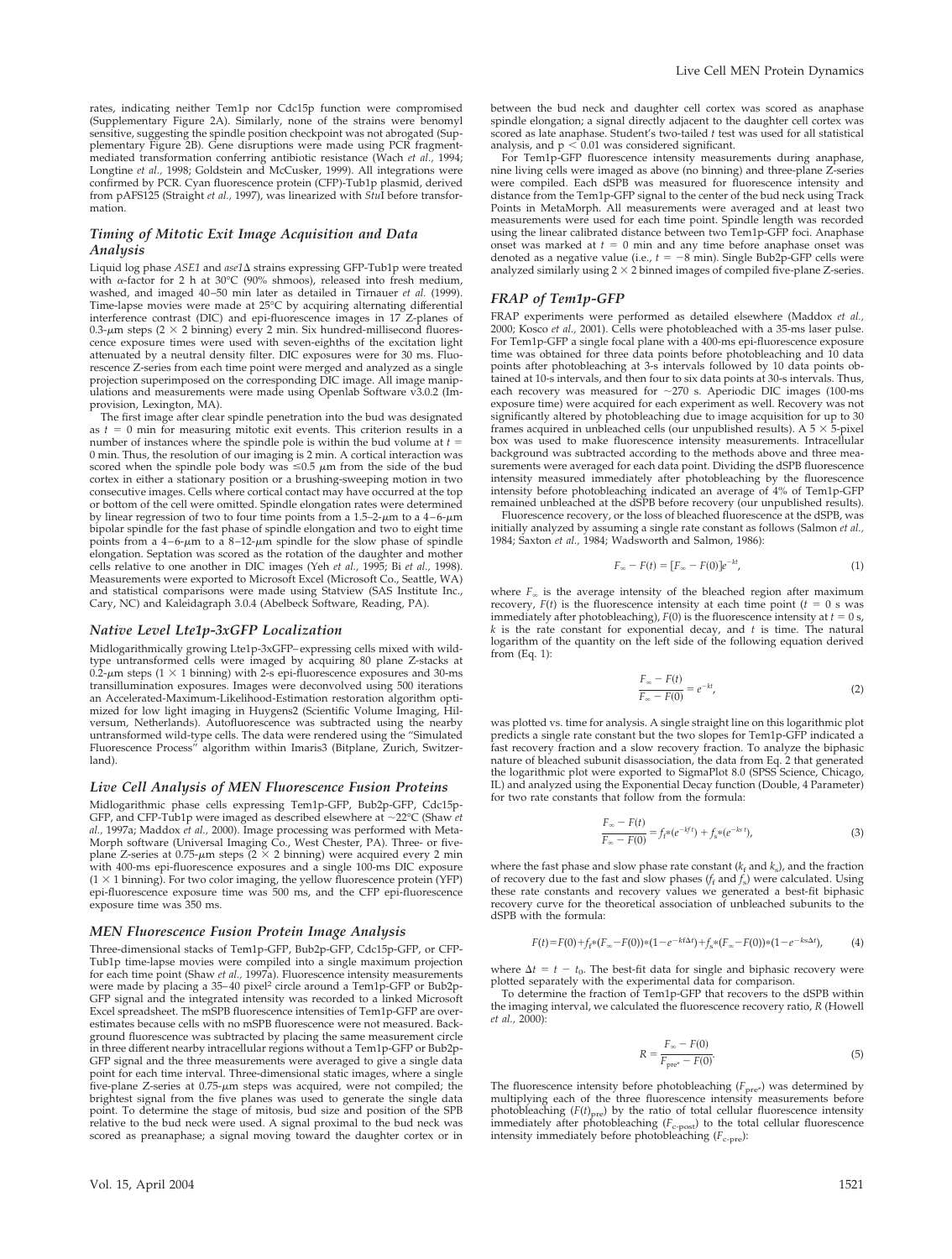rates, indicating neither Tem1p nor Cdc15p function were compromised (Supplementary Figure 2A). Similarly, none of the strains were benomyl sensitive, suggesting the spindle position checkpoint was not abrogated (Supplementary Figure 2B). Gene disruptions were made using PCR fragment-mediated transformation conferring antibiotic resistance (Wach *et al.,* 1994; Longtine *et al.,* 1998; Goldstein and McCusker, 1999). All integrations were confirmed by PCR. Cyan fluorescence protein (CFP)-Tub1p plasmid, derived from pAFS125 (Straight *et al.,* 1997), was linearized with *Stu*I before transformation.

### Timing of Mitotic Exit Image Acquisition and Data Analysis

Liquid log phase *ASE1* and *ase1*Δ strains expressing GFP-Tub1p were treated with α-factor for 2 h at 30°C (90% shmoos), released into fresh medium, washed, and imaged 40–50 min later as detailed in Tirnauer *et al.* (1999). Time-lapse movies were made at 25°C by acquiring alternating differential interference contrast (DIC) and epi-fluorescence images in 17 Z-planes of 0.3-μm steps (2 × 2 binning) every 2 min. Six hundred-millisecond fluorescence exposure times were used with seven-eighths of the excitation light attenuated by a neutral density filter. DIC exposures were for 30 ms. Fluorescence Z-series from each time point were merged and analyzed as a single projection superimposed on the corresponding DIC image. All image manipulations and measurements were made using Openlab Software v3.0.2 (Improvision, Lexington, MA).

The first image after clear spindle penetration into the bud was designated as $t = 0$ min for measuring mitotic exit events. This criterion results in a number of instances where the spindle pole is within the bud volume at $t = 0$ min. Thus, the resolution of our imaging is 2 min. A cortical interaction was scored when the spindle pole body was ≤0.5 μm from the side of the bud cortex in either a stationary position or a brushing-sweeping motion in two consecutive images. Cells where cortical contact may have occurred at the top or bottom of the cell were omitted. Spindle elongation rates were determined by linear regression of two to four time points from a 1.5–2-μm to a 4–6-μm bipolar spindle for the fast phase of spindle elongation and two to eight time points from a 4–6-μm to a 8–12-μm spindle for the slow phase of spindle elongation. Septation was scored as the rotation of the daughter and mother cells relative to one another in DIC images (Yeh *et al.,* 1995; Bi *et al.,* 1998). Measurements were exported to Microsoft Excel (Microsoft Co., Seattle, WA) and statistical comparisons were made using Statview (SAS Institute Inc., Cary, NC) and Kaleidagraph 3.0.4 (Abelbeck Software, Reading, PA).

### Native Level Lte1p-3xGFP Localization

Midlogarithmically growing Lte1p-3xGFP–expressing cells mixed with wild-type untransformed cells were imaged by acquiring 80 plane Z-stacks at 0.2-μm steps (1 × 1 binning) with 2-s epi-fluorescence exposures and 30-ms transillumination exposures. Images were deconvolved using 500 iterations an Accelerated-Maximum-Likelihood-Estimation restoration algorithm optimized for low light imaging in Huygens2 (Scientific Volume Imaging, Hilversum, Netherlands). Autofluorescence was subtracted using the nearby untransformed wild-type cells. The data were rendered using the "Simulated Fluorescence Process" algorithm within Imaris3 (Bitplane, Zurich, Switzerland).

### Live Cell Analysis of MEN Fluorescence Fusion Proteins

Midlogarithmic phase cells expressing Tem1p-GFP, Bub2p-GFP, Cdc15p-GFP, and CFP-Tub1p were imaged as described elsewhere at ~22°C (Shaw *et al.,* 1997a; Maddox *et al.,* 2000). Image processing was performed with MetaMorph software (Universal Imaging Co., West Chester, PA). Three- or five-plane Z-series at 0.75-μm steps (2 × 2 binning) were acquired every 2 min with 400-ms epi-fluorescence exposures and a single 100-ms DIC exposure (1 × 1 binning). For two color imaging, the yellow fluorescence protein (YFP) epi-fluorescence exposure time was 500 ms, and the CFP epi-fluorescence exposure time was 350 ms.

### MEN Fluorescence Fusion Protein Image Analysis

Three-dimensional stacks of Tem1p-GFP, Bub2p-GFP, Cdc15p-GFP, or CFP-Tub1p time-lapse movies were compiled into a single maximum projection for each time point (Shaw *et al.,* 1997a). Fluorescence intensity measurements were made by placing a 35–40 pixel² circle around a Tem1p-GFP or Bub2p-GFP signal and the integrated intensity was recorded to a linked Microsoft Excel spreadsheet. The mSPB fluorescence intensities of Tem1p-GFP are overestimates because cells with no mSPB fluorescence were not measured. Background fluorescence was subtracted by placing the same measurement circle in three different nearby intracellular regions without a Tem1p-GFP or Bub2p-GFP signal and the three measurements were averaged to give a single data point for each time interval. Three-dimensional static images, where a single five-plane Z-series at 0.75-μm steps was acquired, were not compiled; the brightest signal from the five planes was used to generate the single data point. To determine the stage of mitosis, bud size and position of the SPB relative to the bud neck were used. A signal proximal to the bud neck was scored as preanaphase; a signal moving toward the daughter cortex or in between the bud neck and daughter cell cortex was scored as anaphase spindle elongation; a signal directly adjacent to the daughter cell cortex was scored as late anaphase. Student's two-tailed *t* test was used for all statistical analysis, and $p < 0.01$ was considered significant.

For Tem1p-GFP fluorescence intensity measurements during anaphase, nine living cells were imaged as above (no binning) and three-plane Z-series were compiled. Each dSPB was measured for fluorescence intensity and distance from the Tem1p-GFP signal to the center of the bud neck using Track Points in MetaMorph. All measurements were averaged and at least two measurements were used for each time point. Spindle length was recorded using the linear calibrated distance between two Tem1p-GFP foci. Anaphase onset was marked at $t = 0$ min and any time before anaphase onset was denoted as a negative value (i.e., $t = -8$ min). Single Bub2p-GFP cells were analyzed similarly using 2 × 2 binned images of compiled five-plane Z-series.

### FRAP of Tem1p-GFP

FRAP experiments were performed as detailed elsewhere (Maddox *et al.,* 2000; Kosco *et al.,* 2001). Cells were photobleached with a 35-ms laser pulse. For Tem1p-GFP a single focal plane with a 400-ms epi-fluorescence exposure time was obtained for three data points before photobleaching and 10 data points after photobleaching at 3-s intervals followed by 10 data points obtained at 10-s intervals, and then four to six data points at 30-s intervals. Thus, each recovery was measured for ~270 s. Aperiodic DIC images (100-ms exposure time) were acquired for each experiment as well. Recovery was not significantly altered by photobleaching due to image acquisition for up to 30 frames acquired in unbleached cells (our unpublished results). A 5 × 5-pixel box was used to make fluorescence intensity measurements. Intracellular background was subtracted according to the methods above and three measurements were averaged for each data point. Dividing the dSPB fluorescence intensity measured immediately after photobleaching by the fluorescence intensity before photobleaching indicated an average of 4% of Tem1p-GFP remained unbleached at the dSPB before recovery (our unpublished results).

Fluorescence recovery, or the loss of bleached fluorescence at the dSPB, was initially analyzed by assuming a single rate constant as follows (Salmon *et al.,* 1984; Saxton *et al.,* 1984; Wadsworth and Salmon, 1986):

$$F_\infty - F(t) = [F_\infty - F(0)]e^{-kt}, \tag{1}$$

where $F_\infty$ is the average intensity of the bleached region after maximum recovery, $F(t)$ is the fluorescence intensity at each time point ($t = 0$ s was immediately after photobleaching), $F(0)$ is the fluorescence intensity at $t = 0$ s, $k$ is the rate constant for exponential decay, and $t$ is time. The natural logarithm of the quantity on the left side of the following equation derived from (Eq. 1):

$$\frac{F_\infty - F(t)}{F_\infty - F(0)} = e^{-kt}, \tag{2}$$

was plotted vs. time for analysis. A single straight line on this logarithmic plot predicts a single rate constant but the two slopes for Tem1p-GFP indicated a fast recovery fraction and a slow recovery fraction. To analyze the biphasic nature of bleached subunit disassociation, the data from Eq. 2 that generated the logarithmic plot were exported to SigmaPlot 8.0 (SPSS Science, Chicago, IL) and analyzed using the Exponential Decay function (Double, 4 Parameter) for two rate constants that follow from the formula:

$$\frac{F_\infty - F(t)}{F_\infty - F(0)} = f_f * (e^{-k_f t}) + f_s * (e^{-k_s t}), \tag{3}$$

where the fast phase and slow phase rate constant ($k_f$ and $k_s$), and the fraction of recovery due to the fast and slow phases ($f_f$ and $f_s$) were calculated. Using these rate constants and recovery values we generated a best-fit biphasic recovery curve for the theoretical association of unbleached subunits to the dSPB with the formula:

$$F(t) = F(0) + f_f * (F_\infty - F(0)) * (1 - e^{-k_f \Delta t}) + f_s * (F_\infty - F(0)) * (1 - e^{-k_s \Delta t}), \tag{4}$$

where $\Delta t = t - t_0$. The best-fit data for single and biphasic recovery were plotted separately with the experimental data for comparison.

To determine the fraction of Tem1p-GFP that recovers to the dSPB within the imaging interval, we calculated the fluorescence recovery ratio, $R$ (Howell *et al.,* 2000):

$$R = \frac{F_\infty - F(0)}{F_{pre*} - F(0)}. \tag{5}$$

The fluorescence intensity before photobleaching ($F_{pre*}$) was determined by multiplying each of the three fluorescence intensity measurements before photobleaching ($F(t)_{pre}$) by the ratio of total cellular fluorescence intensity immediately after photobleaching ($F_{c\text{-}post}$) to the total cellular fluorescence intensity immediately before photobleaching ($F_{c\text{-}pre}$):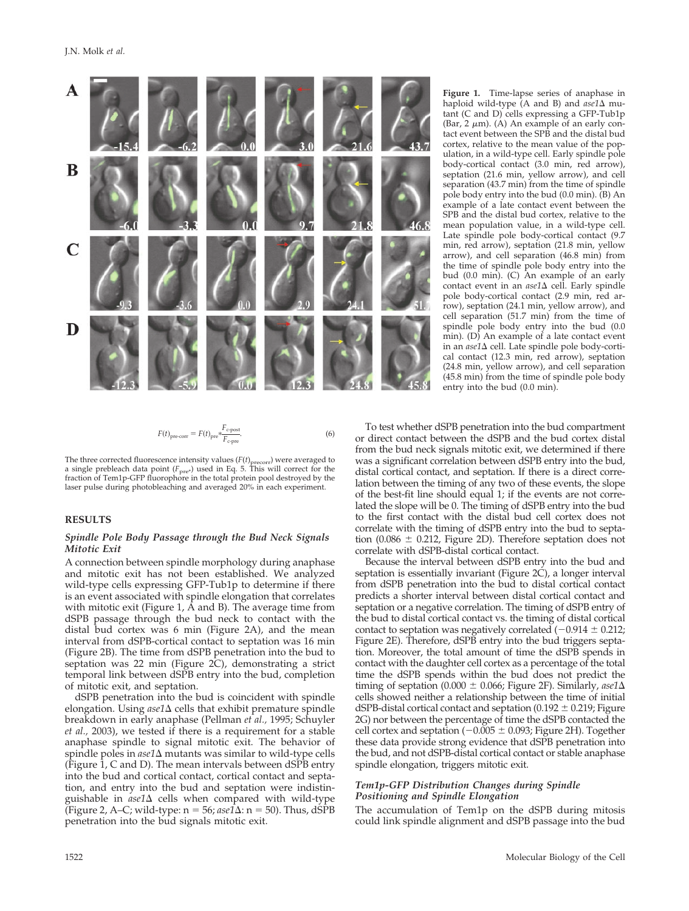**Figure 1.** Time-lapse series of anaphase in haploid wild-type (A and B) and *ase1*Δ mutant (C and D) cells expressing a GFP-Tub1p (Bar, 2 μm). (A) An example of an early contact event between the SPB and the distal bud cortex, relative to the mean value of the population, in a wild-type cell. Early spindle pole body-cortical contact (3.0 min, red arrow), septation (21.6 min, yellow arrow), and cell separation (43.7 min) from the time of spindle pole body entry into the bud (0.0 min). (B) An example of a late contact event between the SPB and the distal bud cortex, relative to the mean population value, in a wild-type cell. Late spindle pole body-cortical contact (9.7 min, red arrow), septation (21.8 min, yellow arrow), and cell separation (46.8 min) from the time of spindle pole body entry into the bud (0.0 min). (C) An example of an early contact event in an *ase1*Δ cell. Early spindle pole body-cortical contact (2.9 min, red arrow), septation (24.1 min, yellow arrow), and cell separation (51.7 min) from the time of spindle pole body entry into the bud (0.0 min). (D) An example of a late contact event in an *ase1*Δ cell. Late spindle pole body-cortical contact (12.3 min, red arrow), septation (24.8 min, yellow arrow), and cell separation (45.8 min) from the time of spindle pole body entry into the bud (0.0 min).

$$F(t)_{\text{pre-corr}} = F(t)_{\text{pre}} * \frac{F_{\text{c-post}}}{F_{\text{c-pre}}}. \quad (6)$$

The three corrected fluorescence intensity values ($F(t)_{\text{precorr}}$) were averaged to a single prebleach data point ($F_{\text{pre*}}$) used in Eq. 5. This will correct for the fraction of Tem1p-GFP fluorophore in the total protein pool destroyed by the laser pulse during photobleaching and averaged 20% in each experiment.

## RESULTS

### *Spindle Pole Body Passage through the Bud Neck Signals Mitotic Exit*

A connection between spindle morphology during anaphase and mitotic exit has not been established. We analyzed wild-type cells expressing GFP-Tub1p to determine if there is an event associated with spindle elongation that correlates with mitotic exit (Figure 1, A and B). The average time from dSPB passage through the bud neck to contact with the distal bud cortex was 6 min (Figure 2A), and the mean interval from dSPB-cortical contact to septation was 16 min (Figure 2B). The time from dSPB penetration into the bud to septation was 22 min (Figure 2C), demonstrating a strict temporal link between dSPB entry into the bud, completion of mitotic exit, and septation.

dSPB penetration into the bud is coincident with spindle elongation. Using *ase1*Δ cells that exhibit premature spindle breakdown in early anaphase (Pellman *et al.,* 1995; Schuyler *et al.,* 2003), we tested if there is a requirement for a stable anaphase spindle to signal mitotic exit. The behavior of spindle poles in *ase1*Δ mutants was similar to wild-type cells (Figure 1, C and D). The mean intervals between dSPB entry into the bud and cortical contact, cortical contact and septation, and entry into the bud and septation were indistinguishable in *ase1*Δ cells when compared with wild-type (Figure 2, A–C; wild-type: n = 56; *ase1*Δ: n = 50). Thus, dSPB penetration into the bud signals mitotic exit.

To test whether dSPB penetration into the bud compartment or direct contact between the dSPB and the bud cortex distal from the bud neck signals mitotic exit, we determined if there was a significant correlation between dSPB entry into the bud, distal cortical contact, and septation. If there is a direct correlation between the timing of any two of these events, the slope of the best-fit line should equal 1; if the events are not correlated the slope will be 0. The timing of dSPB entry into the bud to the first contact with the distal bud cell cortex does not correlate with the timing of dSPB entry into the bud to septation (0.086 ± 0.212, Figure 2D). Therefore septation does not correlate with dSPB-distal cortical contact.

Because the interval between dSPB entry into the bud and septation is essentially invariant (Figure 2C), a longer interval from dSPB penetration into the bud to distal cortical contact predicts a shorter interval between distal cortical contact and septation or a negative correlation. The timing of dSPB entry of the bud to distal cortical contact vs. the timing of distal cortical contact to septation was negatively correlated (−0.914 ± 0.212; Figure 2E). Therefore, dSPB entry into the bud triggers septation. Moreover, the total amount of time the dSPB spends in contact with the daughter cell cortex as a percentage of the total time the dSPB spends within the bud does not predict the timing of septation (0.000 ± 0.066; Figure 2F). Similarly, *ase1*Δ cells showed neither a relationship between the time of initial dSPB-distal cortical contact and septation (0.192 ± 0.219; Figure 2G) nor between the percentage of time the dSPB contacted the cell cortex and septation (−0.005 ± 0.093; Figure 2H). Together these data provide strong evidence that dSPB penetration into the bud, and not dSPB-distal cortical contact or stable anaphase spindle elongation, triggers mitotic exit.

### *Tem1p-GFP Distribution Changes during Spindle Positioning and Spindle Elongation*

The accumulation of Tem1p on the dSPB during mitosis could link spindle alignment and dSPB passage into the bud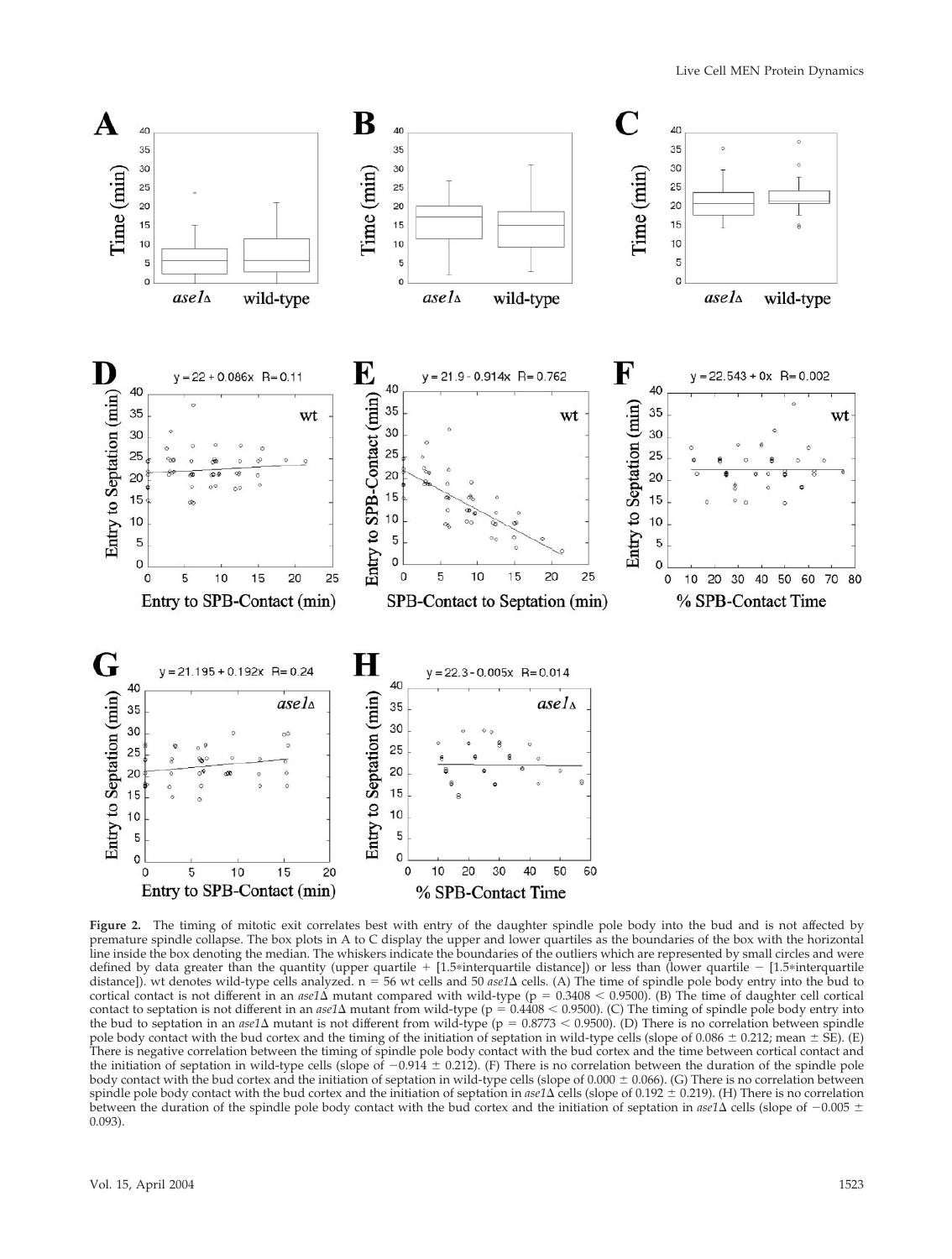**Figure 2.** The timing of mitotic exit correlates best with entry of the daughter spindle pole body into the bud and is not affected by premature spindle collapse. The box plots in A to C display the upper and lower quartiles as the boundaries of the box with the horizontal line inside the box denoting the median. The whiskers indicate the boundaries of the outliers which are represented by small circles and were defined by data greater than the quantity (upper quartile + [1.5*interquartile distance]) or less than (lower quartile − [1.5*interquartile distance]). wt denotes wild-type cells analyzed. n = 56 wt cells and 50 *ase1*Δ cells. (A) The time of spindle pole body entry into the bud to cortical contact is not different in an *ase1*Δ mutant compared with wild-type ($p = 0.3408 < 0.9500$). (B) The time of daughter cell cortical contact to septation is not different in an *ase1*Δ mutant from wild-type ($p = 0.4408 < 0.9500$). (C) The timing of spindle pole body entry into the bud to septation in an *ase1*Δ mutant is not different from wild-type ($p = 0.8773 < 0.9500$). (D) There is no correlation between spindle pole body contact with the bud cortex and the timing of the initiation of septation in wild-type cells (slope of 0.086 ± 0.212; mean ± SE). (E) There is negative correlation between the timing of spindle pole body contact with the bud cortex and the time between cortical contact and the initiation of septation in wild-type cells (slope of −0.914 ± 0.212). (F) There is no correlation between the duration of the spindle pole body contact with the bud cortex and the initiation of septation in wild-type cells (slope of 0.000 ± 0.066). (G) There is no correlation between spindle pole body contact with the bud cortex and the initiation of septation in *ase1*Δ cells (slope of 0.192 ± 0.219). (H) There is no correlation between the duration of the spindle pole body contact with the bud cortex and the initiation of septation in *ase1*Δ cells (slope of −0.005 ± 0.093).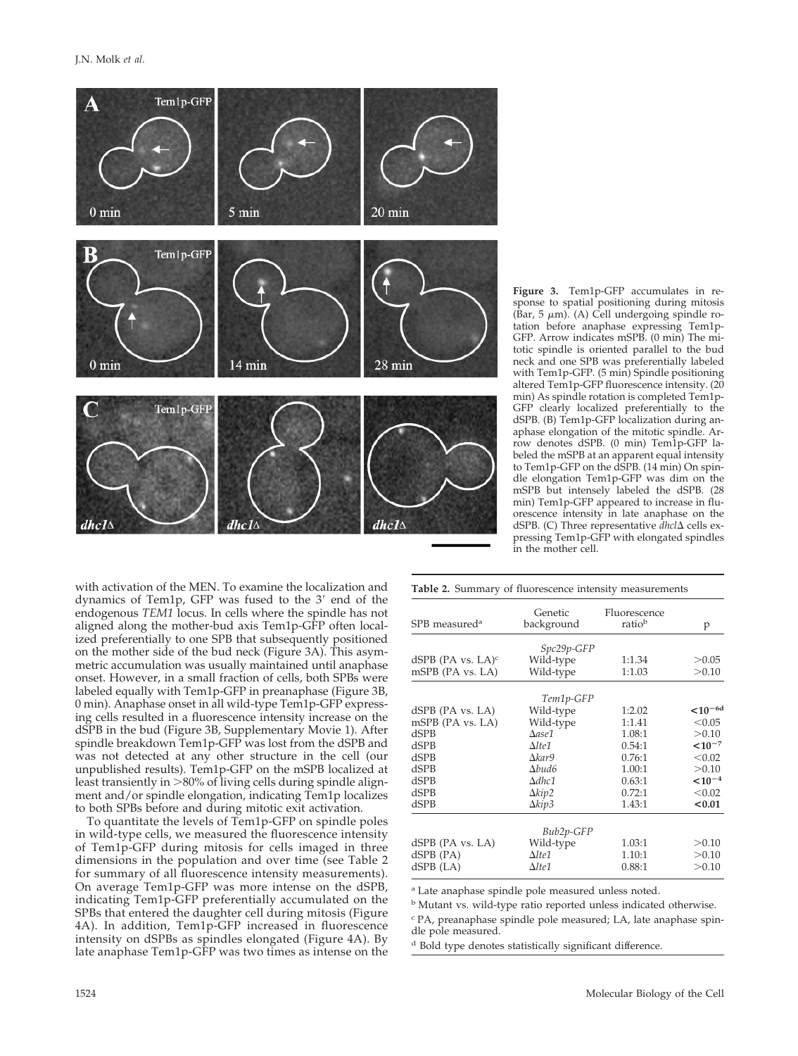**Figure 3.** Tem1p-GFP accumulates in response to spatial positioning during mitosis (Bar, 5 μm). (A) Cell undergoing spindle rotation before anaphase expressing Tem1p-GFP. Arrow indicates mSPB. (0 min) The mitotic spindle is oriented parallel to the bud neck and one SPB was preferentially labeled with Tem1p-GFP. (5 min) Spindle positioning altered Tem1p-GFP fluorescence intensity. (20 min) As spindle rotation is completed Tem1p-GFP clearly localized preferentially to the dSPB. (B) Tem1p-GFP localization during anaphase elongation of the mitotic spindle. Arrow denotes dSPB. (0 min) Tem1p-GFP labeled the mSPB at an apparent equal intensity to Tem1p-GFP on the dSPB. (14 min) On spindle elongation Tem1p-GFP was dim on the mSPB but intensely labeled the dSPB. (28 min) Tem1p-GFP appeared to increase in fluorescence intensity in late anaphase on the dSPB. (C) Three representative *dhcl*Δ cells expressing Tem1p-GFP with elongated spindles in the mother cell.

with activation of the MEN. To examine the localization and dynamics of Tem1p, GFP was fused to the 3′ end of the endogenous *TEM1* locus. In cells where the spindle has not aligned along the mother-bud axis Tem1p-GFP often localized preferentially to one SPB that subsequently positioned on the mother side of the bud neck (Figure 3A). This asymmetric accumulation was usually maintained until anaphase onset. However, in a small fraction of cells, both SPBs were labeled equally with Tem1p-GFP in preanaphase (Figure 3B, 0 min). Anaphase onset in all wild-type Tem1p-GFP expressing cells resulted in a fluorescence intensity increase on the dSPB in the bud (Figure 3B, Supplementary Movie 1). After spindle breakdown Tem1p-GFP was lost from the dSPB and was not detected at any other structure in the cell (our unpublished results). Tem1p-GFP on the mSPB localized at least transiently in >80% of living cells during spindle alignment and/or spindle elongation, indicating Tem1p localizes to both SPBs before and during mitotic exit activation.

To quantitate the levels of Tem1p-GFP on spindle poles in wild-type cells, we measured the fluorescence intensity of Tem1p-GFP during mitosis for cells imaged in three dimensions in the population and over time (see Table 2 for summary of all fluorescence intensity measurements). On average Tem1p-GFP was more intense on the dSPB, indicating Tem1p-GFP preferentially accumulated on the SPBs that entered the daughter cell during mitosis (Figure 4A). In addition, Tem1p-GFP increased in fluorescence intensity on dSPBs as spindles elongated (Figure 4A). By late anaphase Tem1p-GFP was two times as intense on the

**Table 2.** Summary of fluorescence intensity measurements

| SPB measured[a] | Genetic background | Fluorescence ratio[b] | p |
|---|---|---|---|
| | *Spc29p-GFP* | | |
| dSPB (PA vs. LA)[c] | Wild-type | 1:1.34 | >0.05 |
| mSPB (PA vs. LA) | Wild-type | 1:1.03 | >0.10 |
| | *Tem1p-GFP* | | |
| dSPB (PA vs. LA) | Wild-type | 1:2.02 | **$<10^{-6}$[d]** |
| mSPB (PA vs. LA) | Wild-type | 1:1.41 | <0.05 |
| dSPB | Δ*ase1* | 1.08:1 | >0.10 |
| dSPB | Δ*lte1* | 0.54:1 | **$<10^{-7}$** |
| dSPB | Δ*kar9* | 0.76:1 | <0.02 |
| dSPB | Δ*bud6* | 1.00:1 | >0.10 |
| dSPB | Δ*dhc1* | 0.63:1 | **$<10^{-4}$** |
| dSPB | Δ*kip2* | 0.72:1 | <0.02 |
| dSPB | Δ*kip3* | 1.43:1 | **<0.01** |
| | *Bub2p-GFP* | | |
| dSPB (PA vs. LA) | Wild-type | 1.03:1 | >0.10 |
| dSPB (PA) | Δ*lte1* | 1.10:1 | >0.10 |
| dSPB (LA) | Δ*lte1* | 0.88:1 | >0.10 |

[a] Late anaphase spindle pole measured unless noted.

[b] Mutant vs. wild-type ratio reported unless indicated otherwise.

[c] PA, preanaphase spindle pole measured; LA, late anaphase spindle pole measured.

[d] Bold type denotes statistically significant difference.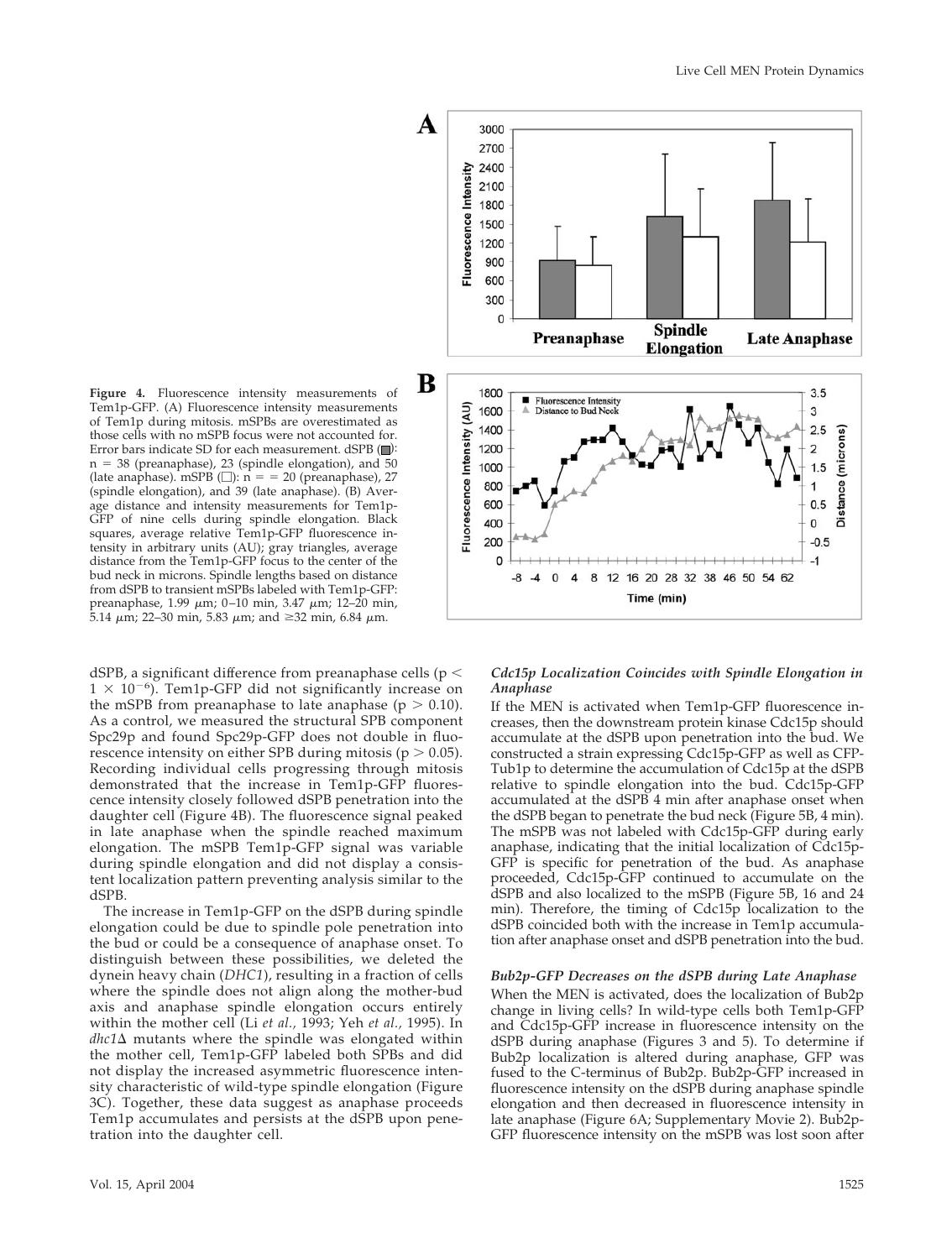**Figure 4.** Fluorescence intensity measurements of Tem1p-GFP. (A) Fluorescence intensity measurements of Tem1p during mitosis. mSPBs are overestimated as those cells with no mSPB focus were not accounted for. Error bars indicate SD for each measurement. dSPB (■): n = 38 (preanaphase), 23 (spindle elongation), and 50 (late anaphase). mSPB (□): n = = 20 (preanaphase), 27 (spindle elongation), and 39 (late anaphase). (B) Average distance and intensity measurements for Tem1p-GFP of nine cells during spindle elongation. Black squares, average relative Tem1p-GFP fluorescence intensity in arbitrary units (AU); gray triangles, average distance from the Tem1p-GFP focus to the center of the bud neck in microns. Spindle lengths based on distance from dSPB to transient mSPBs labeled with Tem1p-GFP: preanaphase, 1.99 μm; 0–10 min, 3.47 μm; 12–20 min, 5.14 μm; 22–30 min, 5.83 μm; and ≥32 min, 6.84 μm.

dSPB, a significant difference from preanaphase cells ($p < 1 \times 10^{-6}$). Tem1p-GFP did not significantly increase on the mSPB from preanaphase to late anaphase ($p > 0.10$). As a control, we measured the structural SPB component Spc29p and found Spc29p-GFP does not double in fluorescence intensity on either SPB during mitosis ($p > 0.05$). Recording individual cells progressing through mitosis demonstrated that the increase in Tem1p-GFP fluorescence intensity closely followed dSPB penetration into the daughter cell (Figure 4B). The fluorescence signal peaked in late anaphase when the spindle reached maximum elongation. The mSPB Tem1p-GFP signal was variable during spindle elongation and did not display a consistent localization pattern preventing analysis similar to the dSPB.

The increase in Tem1p-GFP on the dSPB during spindle elongation could be due to spindle pole penetration into the bud or could be a consequence of anaphase onset. To distinguish between these possibilities, we deleted the dynein heavy chain (*DHC1*), resulting in a fraction of cells where the spindle does not align along the mother-bud axis and anaphase spindle elongation occurs entirely within the mother cell (Li *et al.*, 1993; Yeh *et al.*, 1995). In *dhc1*Δ mutants where the spindle was elongated within the mother cell, Tem1p-GFP labeled both SPBs and did not display the increased asymmetric fluorescence intensity characteristic of wild-type spindle elongation (Figure 3C). Together, these data suggest as anaphase proceeds Tem1p accumulates and persists at the dSPB upon penetration into the daughter cell.

### *Cdc15p Localization Coincides with Spindle Elongation in Anaphase*

If the MEN is activated when Tem1p-GFP fluorescence increases, then the downstream protein kinase Cdc15p should accumulate at the dSPB upon penetration into the bud. We constructed a strain expressing Cdc15p-GFP as well as CFP-Tub1p to determine the accumulation of Cdc15p at the dSPB relative to spindle elongation into the bud. Cdc15p-GFP accumulated at the dSPB 4 min after anaphase onset when the dSPB began to penetrate the bud neck (Figure 5B, 4 min). The mSPB was not labeled with Cdc15p-GFP during early anaphase, indicating that the initial localization of Cdc15p-GFP is specific for penetration of the bud. As anaphase proceeded, Cdc15p-GFP continued to accumulate on the dSPB and also localized to the mSPB (Figure 5B, 16 and 24 min). Therefore, the timing of Cdc15p localization to the dSPB coincided both with the increase in Tem1p accumulation after anaphase onset and dSPB penetration into the bud.

### *Bub2p-GFP Decreases on the dSPB during Late Anaphase*

When the MEN is activated, does the localization of Bub2p change in living cells? In wild-type cells both Tem1p-GFP and Cdc15p-GFP increase in fluorescence intensity on the dSPB during anaphase (Figures 3 and 5). To determine if Bub2p localization is altered during anaphase, GFP was fused to the C-terminus of Bub2p. Bub2p-GFP increased in fluorescence intensity on the dSPB during anaphase spindle elongation and then decreased in fluorescence intensity in late anaphase (Figure 6A; Supplementary Movie 2). Bub2p-GFP fluorescence intensity on the mSPB was lost soon after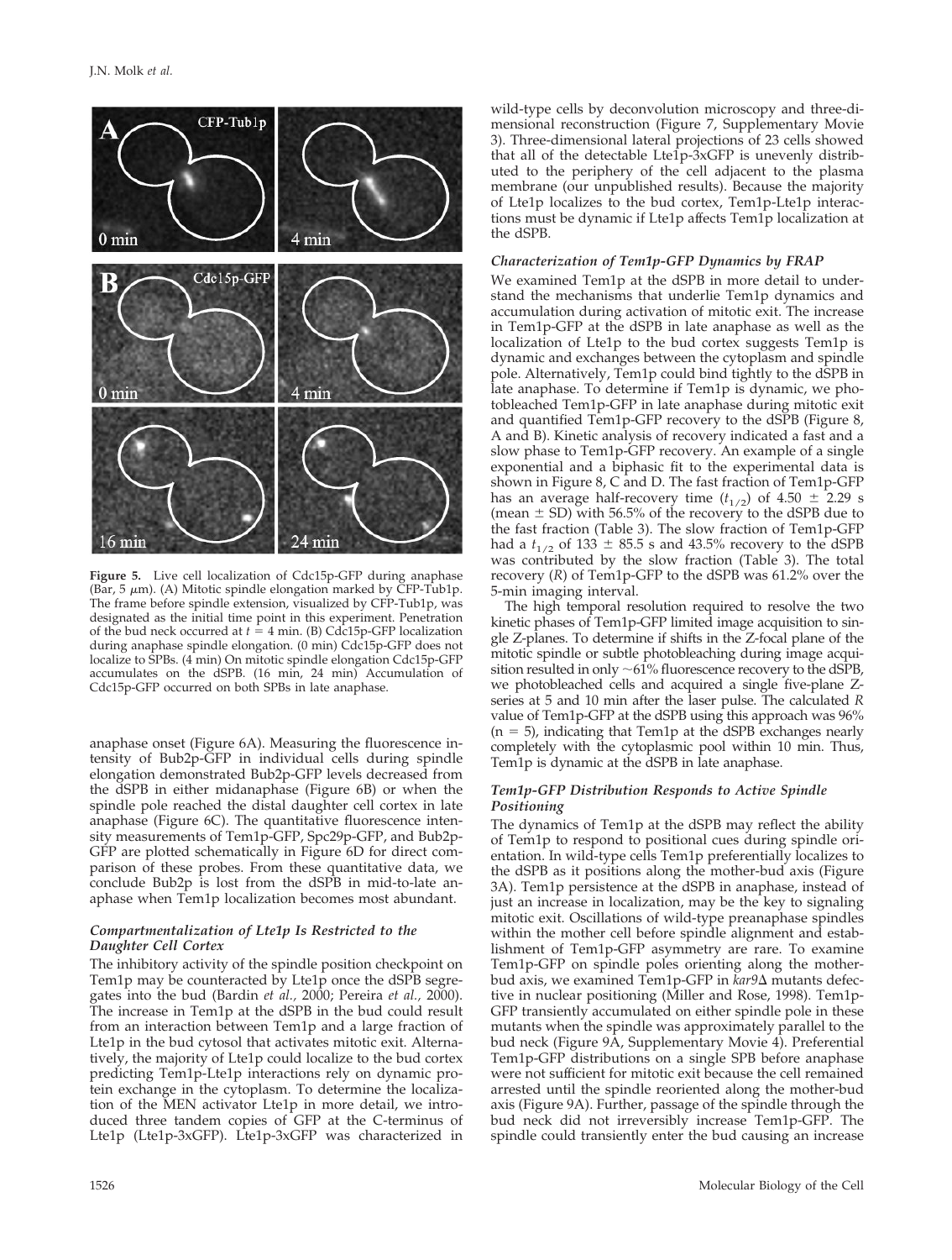**Figure 5.** Live cell localization of Cdc15p-GFP during anaphase (Bar, 5 μm). (A) Mitotic spindle elongation marked by CFP-Tub1p. The frame before spindle extension, visualized by CFP-Tub1p, was designated as the initial time point in this experiment. Penetration of the bud neck occurred at $t = 4$ min. (B) Cdc15p-GFP localization during anaphase spindle elongation. (0 min) Cdc15p-GFP does not localize to SPBs. (4 min) On mitotic spindle elongation Cdc15p-GFP accumulates on the dSPB. (16 min, 24 min) Accumulation of Cdc15p-GFP occurred on both SPBs in late anaphase.

anaphase onset (Figure 6A). Measuring the fluorescence intensity of Bub2p-GFP in individual cells during spindle elongation demonstrated Bub2p-GFP levels decreased from the dSPB in either midanaphase (Figure 6B) or when the spindle pole reached the distal daughter cell cortex in late anaphase (Figure 6C). The quantitative fluorescence intensity measurements of Tem1p-GFP, Spc29p-GFP, and Bub2p-GFP are plotted schematically in Figure 6D for direct comparison of these probes. From these quantitative data, we conclude Bub2p is lost from the dSPB in mid-to-late anaphase when Tem1p localization becomes most abundant.

### *Compartmentalization of Lte1p Is Restricted to the Daughter Cell Cortex*

The inhibitory activity of the spindle position checkpoint on Tem1p may be counteracted by Lte1p once the dSPB segregates into the bud (Bardin *et al.*, 2000; Pereira *et al.*, 2000). The increase in Tem1p at the dSPB in the bud could result from an interaction between Tem1p and a large fraction of Lte1p in the bud cytosol that activates mitotic exit. Alternatively, the majority of Lte1p could localize to the bud cortex predicting Tem1p-Lte1p interactions rely on dynamic protein exchange in the cytoplasm. To determine the localization of the MEN activator Lte1p in more detail, we introduced three tandem copies of GFP at the C-terminus of Lte1p (Lte1p-3xGFP). Lte1p-3xGFP was characterized in wild-type cells by deconvolution microscopy and three-dimensional reconstruction (Figure 7, Supplementary Movie 3). Three-dimensional lateral projections of 23 cells showed that all of the detectable Lte1p-3xGFP is unevenly distributed to the periphery of the cell adjacent to the plasma membrane (our unpublished results). Because the majority of Lte1p localizes to the bud cortex, Tem1p-Lte1p interactions must be dynamic if Lte1p affects Tem1p localization at the dSPB.

### *Characterization of Tem1p-GFP Dynamics by FRAP*

We examined Tem1p at the dSPB in more detail to understand the mechanisms that underlie Tem1p dynamics and accumulation during activation of mitotic exit. The increase in Tem1p-GFP at the dSPB in late anaphase as well as the localization of Lte1p to the bud cortex suggests Tem1p is dynamic and exchanges between the cytoplasm and spindle pole. Alternatively, Tem1p could bind tightly to the dSPB in late anaphase. To determine if Tem1p is dynamic, we photobleached Tem1p-GFP in late anaphase during mitotic exit and quantified Tem1p-GFP recovery to the dSPB (Figure 8, A and B). Kinetic analysis of recovery indicated a fast and a slow phase to Tem1p-GFP recovery. An example of a single exponential and a biphasic fit to the experimental data is shown in Figure 8, C and D. The fast fraction of Tem1p-GFP has an average half-recovery time ($t_{1/2}$) of 4.50 ± 2.29 s (mean ± SD) with 56.5% of the recovery to the dSPB due to the fast fraction (Table 3). The slow fraction of Tem1p-GFP had a $t_{1/2}$ of 133 ± 85.5 s and 43.5% recovery to the dSPB was contributed by the slow fraction (Table 3). The total recovery ($R$) of Tem1p-GFP to the dSPB was 61.2% over the 5-min imaging interval.

The high temporal resolution required to resolve the two kinetic phases of Tem1p-GFP limited image acquisition to single Z-planes. To determine if shifts in the Z-focal plane of the mitotic spindle or subtle photobleaching during image acquisition resulted in only ~61% fluorescence recovery to the dSPB, we photobleached cells and acquired a single five-plane Z-series at 5 and 10 min after the laser pulse. The calculated $R$ value of Tem1p-GFP at the dSPB using this approach was 96% ($n = 5$), indicating that Tem1p at the dSPB exchanges nearly completely with the cytoplasmic pool within 10 min. Thus, Tem1p is dynamic at the dSPB in late anaphase.

### *Tem1p-GFP Distribution Responds to Active Spindle Positioning*

The dynamics of Tem1p at the dSPB may reflect the ability of Tem1p to respond to positional cues during spindle orientation. In wild-type cells Tem1p preferentially localizes to the dSPB as it positions along the mother-bud axis (Figure 3A). Tem1p persistence at the dSPB in anaphase, instead of just an increase in localization, may be the key to signaling mitotic exit. Oscillations of wild-type preanaphase spindles within the mother cell before spindle alignment and establishment of Tem1p-GFP asymmetry are rare. To examine Tem1p-GFP on spindle poles orienting along the mother-bud axis, we examined Tem1p-GFP in *kar9*Δ mutants defective in nuclear positioning (Miller and Rose, 1998). Tem1p-GFP transiently accumulated on either spindle pole in these mutants when the spindle was approximately parallel to the bud neck (Figure 9A, Supplementary Movie 4). Preferential Tem1p-GFP distributions on a single SPB before anaphase were not sufficient for mitotic exit because the cell remained arrested until the spindle reoriented along the mother-bud axis (Figure 9A). Further, passage of the spindle through the bud neck did not irreversibly increase Tem1p-GFP. The spindle could transiently enter the bud causing an increase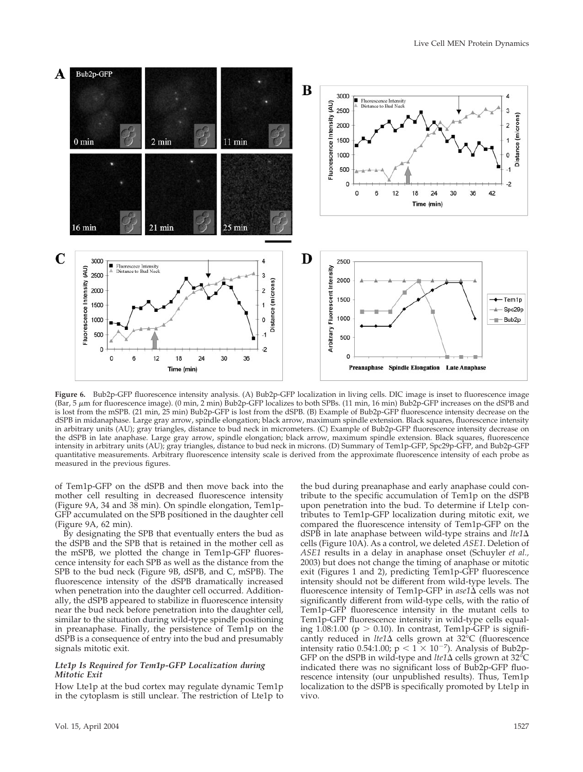**Figure 6.** Bub2p-GFP fluorescence intensity analysis. (A) Bub2p-GFP localization in living cells. DIC image is inset to fluorescence image (Bar, 5 $\mu$m for fluorescence image). (0 min, 2 min) Bub2p-GFP localizes to both SPBs. (11 min, 16 min) Bub2p-GFP increases on the dSPB and is lost from the mSPB. (21 min, 25 min) Bub2p-GFP is lost from the dSPB. (B) Example of Bub2p-GFP fluorescence intensity decrease on the dSPB in midanaphase. Large gray arrow, spindle elongation; black arrow, maximum spindle extension. Black squares, fluorescence intensity in arbitrary units (AU); gray triangles, distance to bud neck in micrometers. (C) Example of Bub2p-GFP fluorescence intensity decrease on the dSPB in late anaphase. Large gray arrow, spindle elongation; black arrow, maximum spindle extension. Black squares, fluorescence intensity in arbitrary units (AU); gray triangles, distance to bud neck in microns. (D) Summary of Tem1p-GFP, Spc29p-GFP, and Bub2p-GFP quantitative measurements. Arbitrary fluorescence intensity scale is derived from the approximate fluorescence intensity of each probe as measured in the previous figures.

of Tem1p-GFP on the dSPB and then move back into the mother cell resulting in decreased fluorescence intensity (Figure 9A, 34 and 38 min). On spindle elongation, Tem1p-GFP accumulated on the SPB positioned in the daughter cell (Figure 9A, 62 min).

By designating the SPB that eventually enters the bud as the dSPB and the SPB that is retained in the mother cell as the mSPB, we plotted the change in Tem1p-GFP fluorescence intensity for each SPB as well as the distance from the SPB to the bud neck (Figure 9B, dSPB, and C, mSPB). The fluorescence intensity of the dSPB dramatically increased when penetration into the daughter cell occurred. Additionally, the dSPB appeared to stabilize in fluorescence intensity near the bud neck before penetration into the daughter cell, similar to the situation during wild-type spindle positioning in preanaphase. Finally, the persistence of Tem1p on the dSPB is a consequence of entry into the bud and presumably signals mitotic exit.

### *Lte1p Is Required for Tem1p-GFP Localization during Mitotic Exit*

How Lte1p at the bud cortex may regulate dynamic Tem1p in the cytoplasm is still unclear. The restriction of Lte1p to the bud during preanaphase and early anaphase could contribute to the specific accumulation of Tem1p on the dSPB upon penetration into the bud. To determine if Lte1p contributes to Tem1p-GFP localization during mitotic exit, we compared the fluorescence intensity of Tem1p-GFP on the dSPB in late anaphase between wild-type strains and *lte1*Δ cells (Figure 10A). As a control, we deleted *ASE1*. Deletion of *ASE1* results in a delay in anaphase onset (Schuyler *et al.*, 2003) but does not change the timing of anaphase or mitotic exit (Figures 1 and 2), predicting Tem1p-GFP fluorescence intensity should not be different from wild-type levels. The fluorescence intensity of Tem1p-GFP in *ase1*Δ cells was not significantly different from wild-type cells, with the ratio of Tem1p-GFP fluorescence intensity in the mutant cells to Tem1p-GFP fluorescence intensity in wild-type cells equaling 1.08:1.00 ($p > 0.10$). In contrast, Tem1p-GFP is significantly reduced in *lte1*Δ cells grown at 32°C (fluorescence intensity ratio 0.54:1.00; $p < 1 \times 10^{-7}$). Analysis of Bub2p-GFP on the dSPB in wild-type and *lte1*Δ cells grown at 32°C indicated there was no significant loss of Bub2p-GFP fluorescence intensity (our unpublished results). Thus, Tem1p localization to the dSPB is specifically promoted by Lte1p in vivo.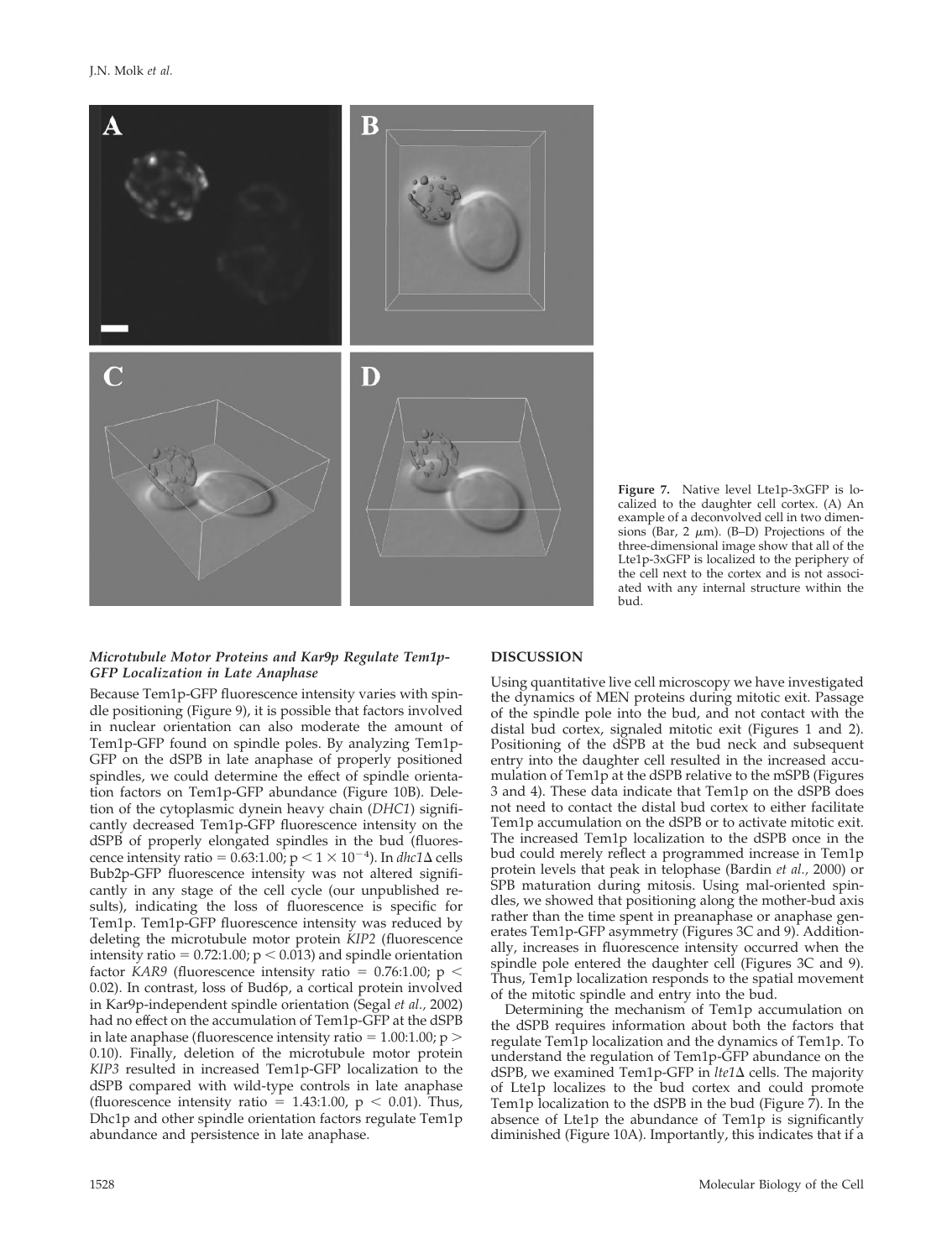**Figure 7.** Native level Lte1p-3xGFP is localized to the daughter cell cortex. (A) An example of a deconvolved cell in two dimensions (Bar, 2 μm). (B–D) Projections of the three-dimensional image show that all of the Lte1p-3xGFP is localized to the periphery of the cell next to the cortex and is not associated with any internal structure within the bud.

### *Microtubule Motor Proteins and Kar9p Regulate Tem1p-GFP Localization in Late Anaphase*

Because Tem1p-GFP fluorescence intensity varies with spindle positioning (Figure 9), it is possible that factors involved in nuclear orientation can also moderate the amount of Tem1p-GFP found on spindle poles. By analyzing Tem1p-GFP on the dSPB in late anaphase of properly positioned spindles, we could determine the effect of spindle orientation factors on Tem1p-GFP abundance (Figure 10B). Deletion of the cytoplasmic dynein heavy chain (*DHC1*) significantly decreased Tem1p-GFP fluorescence intensity on the dSPB of properly elongated spindles in the bud (fluorescence intensity ratio = 0.63:1.00; $p < 1 \times 10^{-4}$). In *dhc1*Δ cells Bub2p-GFP fluorescence intensity was not altered significantly in any stage of the cell cycle (our unpublished results), indicating the loss of fluorescence is specific for Tem1p. Tem1p-GFP fluorescence intensity was reduced by deleting the microtubule motor protein *KIP2* (fluorescence intensity ratio = 0.72:1.00; $p < 0.013$) and spindle orientation factor *KAR9* (fluorescence intensity ratio = 0.76:1.00; $p < 0.02$). In contrast, loss of Bud6p, a cortical protein involved in Kar9p-independent spindle orientation (Segal *et al.,* 2002) had no effect on the accumulation of Tem1p-GFP at the dSPB in late anaphase (fluorescence intensity ratio = 1.00:1.00; $p > 0.10$). Finally, deletion of the microtubule motor protein *KIP3* resulted in increased Tem1p-GFP localization to the dSPB compared with wild-type controls in late anaphase (fluorescence intensity ratio = 1.43:1.00, $p < 0.01$). Thus, Dhc1p and other spindle orientation factors regulate Tem1p abundance and persistence in late anaphase.

## DISCUSSION

Using quantitative live cell microscopy we have investigated the dynamics of MEN proteins during mitotic exit. Passage of the spindle pole into the bud, and not contact with the distal bud cortex, signaled mitotic exit (Figures 1 and 2). Positioning of the dSPB at the bud neck and subsequent entry into the daughter cell resulted in the increased accumulation of Tem1p at the dSPB relative to the mSPB (Figures 3 and 4). These data indicate that Tem1p on the dSPB does not need to contact the distal bud cortex to either facilitate Tem1p accumulation on the dSPB or to activate mitotic exit. The increased Tem1p localization to the dSPB once in the bud could merely reflect a programmed increase in Tem1p protein levels that peak in telophase (Bardin *et al.,* 2000) or SPB maturation during mitosis. Using mal-oriented spindles, we showed that positioning along the mother-bud axis rather than the time spent in preanaphase or anaphase generates Tem1p-GFP asymmetry (Figures 3C and 9). Additionally, increases in fluorescence intensity occurred when the spindle pole entered the daughter cell (Figures 3C and 9). Thus, Tem1p localization responds to the spatial movement of the mitotic spindle and entry into the bud.

Determining the mechanism of Tem1p accumulation on the dSPB requires information about both the factors that regulate Tem1p localization and the dynamics of Tem1p. To understand the regulation of Tem1p-GFP abundance on the dSPB, we examined Tem1p-GFP in *lte1*Δ cells. The majority of Lte1p localizes to the bud cortex and could promote Tem1p localization to the dSPB in the bud (Figure 7). In the absence of Lte1p the abundance of Tem1p is significantly diminished (Figure 10A). Importantly, this indicates that if a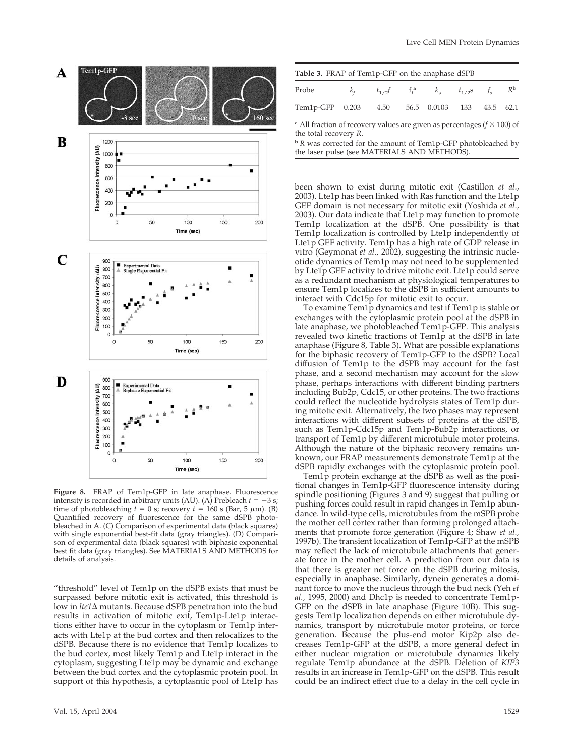**Figure 8.** FRAP of Tem1p-GFP in late anaphase. Fluorescence intensity is recorded in arbitrary units (AU). (A) Prebleach $t = -3$ s; time of photobleaching $t = 0$ s; recovery $t = 160$ s (Bar, 5 $\mu$m). (B) Quantified recovery of fluorescence for the same dSPB photobleached in A. (C) Comparison of experimental data (black squares) with single exponential best-fit data (gray triangles). (D) Comparison of experimental data (black squares) with biphasic exponential best fit data (gray triangles). See MATERIALS AND METHODS for details of analysis.

"threshold" level of Tem1p on the dSPB exists that must be surpassed before mitotic exit is activated, this threshold is low in *lte1*Δ mutants. Because dSPB penetration into the bud results in activation of mitotic exit, Tem1p-Lte1p interactions either have to occur in the cytoplasm or Tem1p interacts with Lte1p at the bud cortex and then relocalizes to the dSPB. Because there is no evidence that Tem1p localizes to the bud cortex, most likely Tem1p and Lte1p interact in the cytoplasm, suggesting Lte1p may be dynamic and exchange between the bud cortex and the cytoplasmic protein pool. In support of this hypothesis, a cytoplasmic pool of Lte1p has been shown to exist during mitotic exit (Castillon *et al.*, 2003). Lte1p has been linked with Ras function and the Lte1p GEF domain is not necessary for mitotic exit (Yoshida *et al.*, 2003). Our data indicate that Lte1p may function to promote Tem1p localization at the dSPB. One possibility is that Tem1p localization is controlled by Lte1p independently of Lte1p GEF activity. Tem1p has a high rate of GDP release in vitro (Geymonat *et al.*, 2002), suggesting the intrinsic nucleotide dynamics of Tem1p may not need to be supplemented by Lte1p GEF activity to drive mitotic exit. Lte1p could serve as a redundant mechanism at physiological temperatures to ensure Tem1p localizes to the dSPB in sufficient amounts to interact with Cdc15p for mitotic exit to occur.

**Table 3.** FRAP of Tem1p-GFP on the anaphase dSPB

| Probe | $k_f$ | $t_{1/2}f$ | $f_f$[a] | $k_s$ | $t_{1/2}s$ | $f_s$ | $R$[b] |
|---|---|---|---|---|---|---|---|
| Tem1p-GFP | 0.203 | 4.50 | 56.5 | 0.0103 | 133 | 43.5 | 62.1 |

[a] All fraction of recovery values are given as percentages ($f \times 100$) of the total recovery $R$.

[b] $R$ was corrected for the amount of Tem1p-GFP photobleached by the laser pulse (see MATERIALS AND METHODS).

To examine Tem1p dynamics and test if Tem1p is stable or exchanges with the cytoplasmic protein pool at the dSPB in late anaphase, we photobleached Tem1p-GFP. This analysis revealed two kinetic fractions of Tem1p at the dSPB in late anaphase (Figure 8, Table 3). What are possible explanations for the biphasic recovery of Tem1p-GFP to the dSPB? Local diffusion of Tem1p to the dSPB may account for the fast phase, and a second mechanism may account for the slow phase, perhaps interactions with different binding partners including Bub2p, Cdc15, or other proteins. The two fractions could reflect the nucleotide hydrolysis states of Tem1p during mitotic exit. Alternatively, the two phases may represent interactions with different subsets of proteins at the dSPB, such as Tem1p-Cdc15p and Tem1p-Bub2p interactions, or transport of Tem1p by different microtubule motor proteins. Although the nature of the biphasic recovery remains unknown, our FRAP measurements demonstrate Tem1p at the dSPB rapidly exchanges with the cytoplasmic protein pool.

Tem1p protein exchange at the dSPB as well as the positional changes in Tem1p-GFP fluorescence intensity during spindle positioning (Figures 3 and 9) suggest that pulling or pushing forces could result in rapid changes in Tem1p abundance. In wild-type cells, microtubules from the mSPB probe the mother cell cortex rather than forming prolonged attachments that promote force generation (Figure 4; Shaw *et al.*, 1997b). The transient localization of Tem1p-GFP at the mSPB may reflect the lack of microtubule attachments that generate force in the mother cell. A prediction from our data is that there is greater net force on the dSPB during mitosis, especially in anaphase. Similarly, dynein generates a dominant force to move the nucleus through the bud neck (Yeh *et al.*, 1995, 2000) and Dhc1p is needed to concentrate Tem1p-GFP on the dSPB in late anaphase (Figure 10B). This suggests Tem1p localization depends on either microtubule dynamics, transport by microtubule motor proteins, or force generation. Because the plus-end motor Kip2p also decreases Tem1p-GFP at the dSPB, a more general defect in either nuclear migration or microtubule dynamics likely regulate Tem1p abundance at the dSPB. Deletion of *KIP3* results in an increase in Tem1p-GFP on the dSPB. This result could be an indirect effect due to a delay in the cell cycle in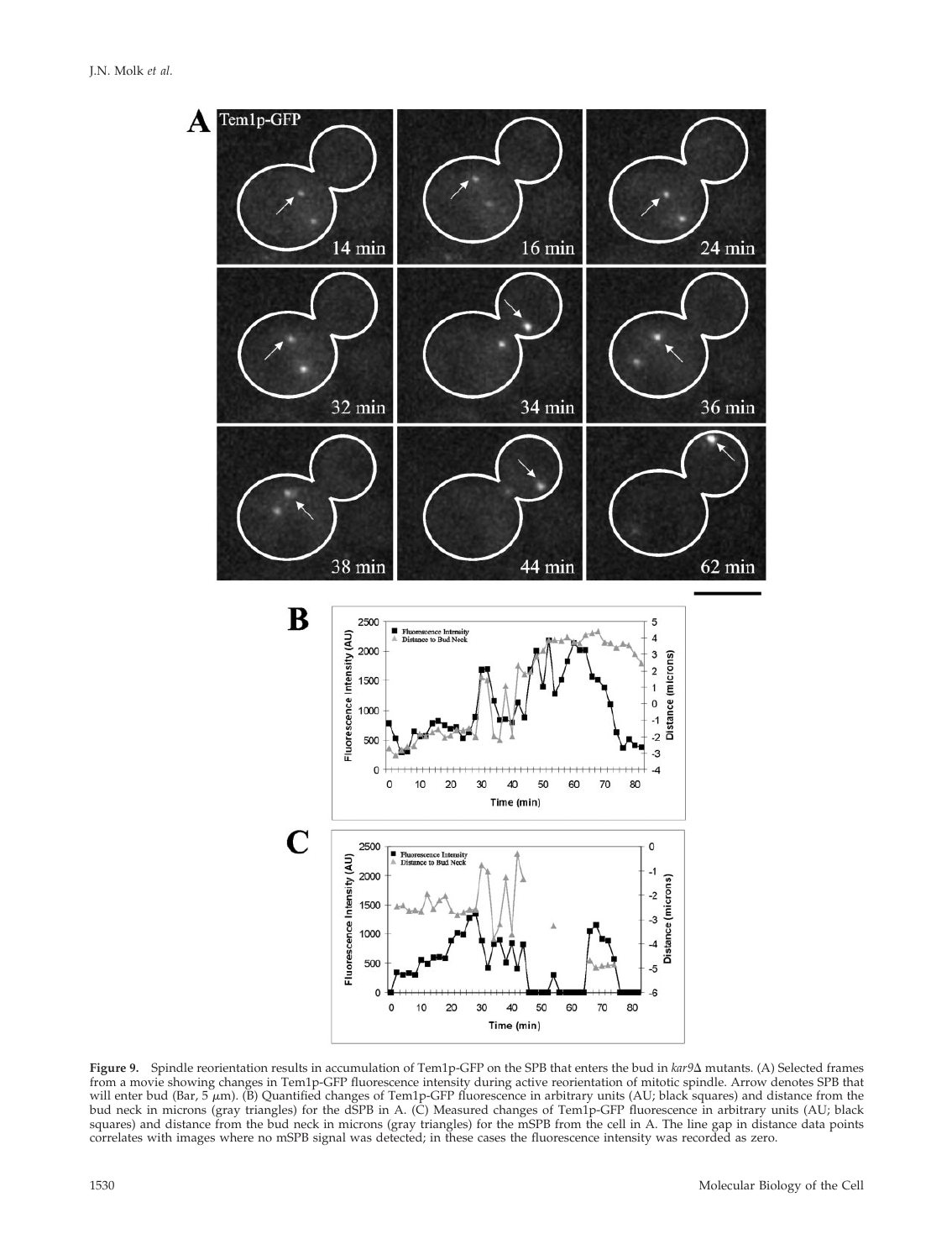**Figure 9.** Spindle reorientation results in accumulation of Tem1p-GFP on the SPB that enters the bud in *kar9*Δ mutants. (A) Selected frames from a movie showing changes in Tem1p-GFP fluorescence intensity during active reorientation of mitotic spindle. Arrow denotes SPB that will enter bud (Bar, 5 μm). (B) Quantified changes of Tem1p-GFP fluorescence in arbitrary units (AU; black squares) and distance from the bud neck in microns (gray triangles) for the dSPB in A. (C) Measured changes of Tem1p-GFP fluorescence in arbitrary units (AU; black squares) and distance from the bud neck in microns (gray triangles) for the mSPB from the cell in A. The line gap in distance data points correlates with images where no mSPB signal was detected; in these cases the fluorescence intensity was recorded as zero.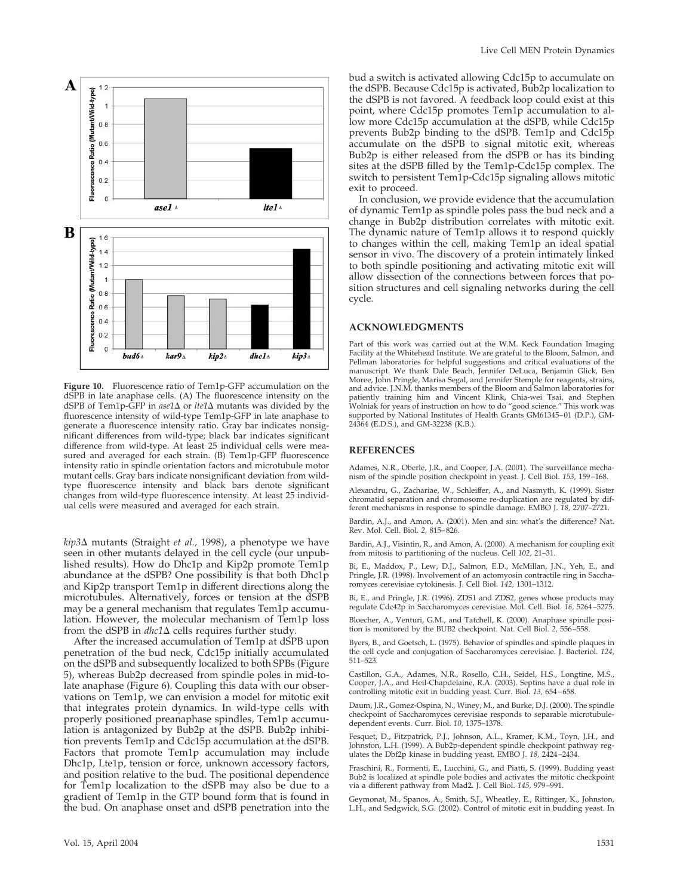**Figure 10.** Fluorescence ratio of Tem1p-GFP accumulation on the dSPB in late anaphase cells. (A) The fluorescence intensity on the dSPB of Tem1p-GFP in *ase1*Δ or *lte1*Δ mutants was divided by the fluorescence intensity of wild-type Tem1p-GFP in late anaphase to generate a fluorescence intensity ratio. Gray bar indicates nonsignificant differences from wild-type; black bar indicates significant difference from wild-type. At least 25 individual cells were measured and averaged for each strain. (B) Tem1p-GFP fluorescence intensity ratio in spindle orientation factors and microtubule motor mutant cells. Gray bars indicate nonsignificant deviation from wild-type fluorescence intensity and black bars denote significant changes from wild-type fluorescence intensity. At least 25 individual cells were measured and averaged for each strain.

*kip3*Δ mutants (Straight *et al.*, 1998), a phenotype we have seen in other mutants delayed in the cell cycle (our unpublished results). How do Dhc1p and Kip2p promote Tem1p abundance at the dSPB? One possibility is that both Dhc1p and Kip2p transport Tem1p in different directions along the microtubules. Alternatively, forces or tension at the dSPB may be a general mechanism that regulates Tem1p accumulation. However, the molecular mechanism of Tem1p loss from the dSPB in *dhc1*Δ cells requires further study.

After the increased accumulation of Tem1p at dSPB upon penetration of the bud neck, Cdc15p initially accumulated on the dSPB and subsequently localized to both SPBs (Figure 5), whereas Bub2p decreased from spindle poles in mid-to-late anaphase (Figure 6). Coupling this data with our observations on Tem1p, we can envision a model for mitotic exit that integrates protein dynamics. In wild-type cells with properly positioned preanaphase spindles, Tem1p accumulation is antagonized by Bub2p at the dSPB. Bub2p inhibition prevents Tem1p and Cdc15p accumulation at the dSPB. Factors that promote Tem1p accumulation may include Dhc1p, Lte1p, tension or force, unknown accessory factors, and position relative to the bud. The positional dependence for Tem1p localization to the dSPB may also be due to a gradient of Tem1p in the GTP bound form that is found in the bud. On anaphase onset and dSPB penetration into the bud a switch is activated allowing Cdc15p to accumulate on the dSPB. Because Cdc15p is activated, Bub2p localization to the dSPB is not favored. A feedback loop could exist at this point, where Cdc15p promotes Tem1p accumulation to allow more Cdc15p accumulation at the dSPB, while Cdc15p prevents Bub2p binding to the dSPB. Tem1p and Cdc15p accumulate on the dSPB to signal mitotic exit, whereas Bub2p is either released from the dSPB or has its binding sites at the dSPB filled by the Tem1p-Cdc15p complex. The switch to persistent Tem1p-Cdc15p signaling allows mitotic exit to proceed.

In conclusion, we provide evidence that the accumulation of dynamic Tem1p as spindle poles pass the bud neck and a change in Bub2p distribution correlates with mitotic exit. The dynamic nature of Tem1p allows it to respond quickly to changes within the cell, making Tem1p an ideal spatial sensor in vivo. The discovery of a protein intimately linked to both spindle positioning and activating mitotic exit will allow dissection of the connections between forces that position structures and cell signaling networks during the cell cycle.

## ACKNOWLEDGMENTS

Part of this work was carried out at the W.M. Keck Foundation Imaging Facility at the Whitehead Institute. We are grateful to the Bloom, Salmon, and Pellman laboratories for helpful suggestions and critical evaluations of the manuscript. We thank Dale Beach, Jennifer DeLuca, Benjamin Glick, Ben Moree, John Pringle, Marisa Segal, and Jennifer Stemple for reagents, strains, and advice. J.N.M. thanks members of the Bloom and Salmon laboratories for patiently training him and Vincent Klink, Chia-wei Tsai, and Stephen Wolniak for years of instruction on how to do "good science." This work was supported by National Institutes of Health Grants GM61345–01 (D.P.), GM-24364 (E.D.S.), and GM-32238 (K.B.).

## REFERENCES

Adames, N.R., Oberle, J.R., and Cooper, J.A. (2001). The surveillance mechanism of the spindle position checkpoint in yeast. J. Cell Biol. *153,* 159–168.

Alexandru, G., Zachariae, W., Schleiffer, A., and Nasmyth, K. (1999). Sister chromatid separation and chromosome re-duplication are regulated by different mechanisms in response to spindle damage. EMBO J. *18,* 2707–2721.

Bardin, A.J., and Amon, A. (2001). Men and sin: what's the difference? Nat. Rev. Mol. Cell. Biol. *2,* 815–826.

Bardin, A.J., Visintin, R., and Amon, A. (2000). A mechanism for coupling exit from mitosis to partitioning of the nucleus. Cell *102,* 21–31.

Bi, E., Maddox, P., Lew, D.J., Salmon, E.D., McMillan, J.N., Yeh, E., and Pringle, J.R. (1998). Involvement of an actomyosin contractile ring in Saccharomyces cerevisiae cytokinesis. J. Cell Biol. *142,* 1301–1312.

Bi, E., and Pringle, J.R. (1996). ZDS1 and ZDS2, genes whose products may regulate Cdc42p in Saccharomyces cerevisiae. Mol. Cell. Biol. *16,* 5264–5275.

Bloecher, A., Venturi, G.M., and Tatchell, K. (2000). Anaphase spindle position is monitored by the BUB2 checkpoint. Nat. Cell Biol. *2,* 556–558.

Byers, B., and Goetsch, L. (1975). Behavior of spindles and spindle plaques in the cell cycle and conjugation of Saccharomyces cerevisiae. J. Bacteriol. *124,* 511–523.

Castillon, G.A., Adames, N.R., Rosello, C.H., Seidel, H.S., Longtine, M.S., Cooper, J.A., and Heil-Chapdelaine, R.A. (2003). Septins have a dual role in controlling mitotic exit in budding yeast. Curr. Biol. *13,* 654–658.

Daum, J.R., Gomez-Ospina, N., Winey, M., and Burke, D.J. (2000). The spindle checkpoint of Saccharomyces cerevisiae responds to separable microtubule-dependent events. Curr. Biol. *10,* 1375–1378.

Fesquet, D., Fitzpatrick, P.J., Johnson, A.L., Kramer, K.M., Toyn, J.H., and Johnston, L.H. (1999). A Bub2p-dependent spindle checkpoint pathway regulates the Dbf2p kinase in budding yeast. EMBO J. *18,* 2424–2434.

Fraschini, R., Formenti, E., Lucchini, G., and Piatti, S. (1999). Budding yeast Bub2 is localized at spindle pole bodies and activates the mitotic checkpoint via a different pathway from Mad2. J. Cell Biol. *145,* 979–991.

Geymonat, M., Spanos, A., Smith, S.J., Wheatley, E., Rittinger, K., Johnston, L.H., and Sedgwick, S.G. (2002). Control of mitotic exit in budding yeast. In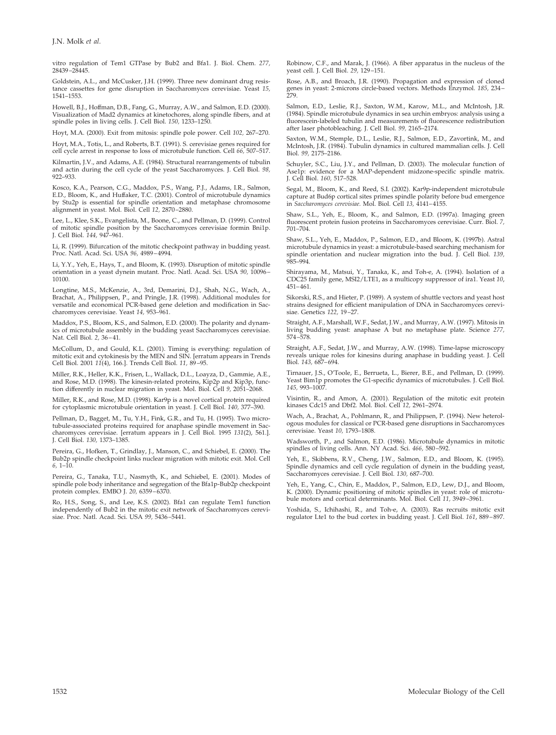vitro regulation of Tem1 GTPase by Bub2 and Bfa1. J. Biol. Chem. *277,* 28439–28445.

Goldstein, A.L., and McCusker, J.H. (1999). Three new dominant drug resistance cassettes for gene disruption in Saccharomyces cerevisiae. Yeast *15,* 1541–1553.

Howell, B.J., Hoffman, D.B., Fang, G., Murray, A.W., and Salmon, E.D. (2000). Visualization of Mad2 dynamics at kinetochores, along spindle fibers, and at spindle poles in living cells. J. Cell Biol. *150,* 1233–1250.

Hoyt, M.A. (2000). Exit from mitosis: spindle pole power. Cell *102,* 267–270.

Hoyt, M.A., Totis, L., and Roberts, B.T. (1991). S. cerevisiae genes required for cell cycle arrest in response to loss of microtubule function. Cell *66,* 507–517.

Kilmartin, J.V., and Adams, A.E. (1984). Structural rearrangements of tubulin and actin during the cell cycle of the yeast Saccharomyces. J. Cell Biol. *98,* 922–933.

Kosco, K.A., Pearson, C.G., Maddox, P.S., Wang, P.J., Adams, I.R., Salmon, E.D., Bloom, K., and Huffaker, T.C. (2001). Control of microtubule dynamics by Stu2p is essential for spindle orientation and metaphase chromosome alignment in yeast. Mol. Biol. Cell *12,* 2870–2880.

Lee, L., Klee, S.K., Evangelista, M., Boone, C., and Pellman, D. (1999). Control of mitotic spindle position by the Saccharomyces cerevisiae formin Bni1p. J. Cell Biol. *144,* 947–961.

Li, R. (1999). Bifurcation of the mitotic checkpoint pathway in budding yeast. Proc. Natl. Acad. Sci. USA *96,* 4989–4994.

Li, Y.Y., Yeh, E., Hays, T., and Bloom, K. (1993). Disruption of mitotic spindle orientation in a yeast dynein mutant. Proc. Natl. Acad. Sci. USA *90,* 10096–10100.

Longtine, M.S., McKenzie, A., 3rd, Demarini, D.J., Shah, N.G., Wach, A., Brachat, A., Philippsen, P., and Pringle, J.R. (1998). Additional modules for versatile and economical PCR-based gene deletion and modification in Saccharomyces cerevisiae. Yeast *14,* 953–961.

Maddox, P.S., Bloom, K.S., and Salmon, E.D. (2000). The polarity and dynamics of microtubule assembly in the budding yeast Saccharomyces cerevisiae. Nat. Cell Biol. *2,* 36–41.

McCollum, D., and Gould, K.L. (2001). Timing is everything: regulation of mitotic exit and cytokinesis by the MEN and SIN. [erratum appears in Trends Cell Biol. 2001 *11*(4), 166.]. Trends Cell Biol. *11,* 89–95.

Miller, R.K., Heller, K.K., Frisen, L., Wallack, D.L., Loayza, D., Gammie, A.E., and Rose, M.D. (1998). The kinesin-related proteins, Kip2p and Kip3p, function differently in nuclear migration in yeast. Mol. Biol. Cell *9,* 2051–2068.

Miller, R.K., and Rose, M.D. (1998). Kar9p is a novel cortical protein required for cytoplasmic microtubule orientation in yeast. J. Cell Biol. *140,* 377–390.

Pellman, D., Bagget, M., Tu, Y.H., Fink, G.R., and Tu, H. (1995). Two microtubule-associated proteins required for anaphase spindle movement in Saccharomyces cerevisiae. [erratum appears in J. Cell Biol. 1995 *131*(2), 561.]. J. Cell Biol. *130,* 1373–1385.

Pereira, G., Hofken, T., Grindlay, J., Manson, C., and Schiebel, E. (2000). The Bub2p spindle checkpoint links nuclear migration with mitotic exit. Mol. Cell *6,* 1–10.

Pereira, G., Tanaka, T.U., Nasmyth, K., and Schiebel, E. (2001). Modes of spindle pole body inheritance and segregation of the Bfa1p-Bub2p checkpoint protein complex. EMBO J. *20,* 6359–6370.

Ro, H.S., Song, S., and Lee, K.S. (2002). Bfa1 can regulate Tem1 function independently of Bub2 in the mitotic exit network of Saccharomyces cerevisiae. Proc. Natl. Acad. Sci. USA *99,* 5436–5441.

Robinow, C.F., and Marak, J. (1966). A fiber apparatus in the nucleus of the yeast cell. J. Cell Biol. *29,* 129–151.

Rose, A.B., and Broach, J.R. (1990). Propagation and expression of cloned genes in yeast: 2-microns circle-based vectors. Methods Enzymol. *185,* 234–279.

Salmon, E.D., Leslie, R.J., Saxton, W.M., Karow, M.L., and McIntosh, J.R. (1984). Spindle microtubule dynamics in sea urchin embryos: analysis using a fluorescein-labeled tubulin and measurements of fluorescence redistribution after laser photobleaching. J. Cell Biol. *99,* 2165–2174.

Saxton, W.M., Stemple, D.L., Leslie, R.J., Salmon, E.D., Zavortink, M., and McIntosh, J.R. (1984). Tubulin dynamics in cultured mammalian cells. J. Cell Biol. *99,* 2175–2186.

Schuyler, S.C., Liu, J.Y., and Pellman, D. (2003). The molecular function of Ase1p: evidence for a MAP-dependent midzone-specific spindle matrix. J. Cell Biol. *160,* 517–528.

Segal, M., Bloom, K., and Reed, S.I. (2002). Kar9p-independent microtubule capture at Bud6p cortical sites primes spindle polarity before bud emergence in *Saccharomyces cerevisiae.* Mol. Biol. Cell *13,* 4141–4155.

Shaw, S.L., Yeh, E., Bloom, K., and Salmon, E.D. (1997a). Imaging green fluorescent protein fusion proteins in Saccharomyces cerevisiae. Curr. Biol. *7,* 701–704.

Shaw, S.L., Yeh, E., Maddox, P., Salmon, E.D., and Bloom, K. (1997b). Astral microtubule dynamics in yeast: a microtubule-based searching mechanism for spindle orientation and nuclear migration into the bud. J. Cell Biol. *139,* 985–994.

Shirayama, M., Matsui, Y., Tanaka, K., and Toh-e, A. (1994). Isolation of a CDC25 family gene, MSI2/LTE1, as a multicopy suppressor of ira1. Yeast *10,* 451–461.

Sikorski, R.S., and Hieter, P. (1989). A system of shuttle vectors and yeast host strains designed for efficient manipulation of DNA in Saccharomyces cerevisiae. Genetics *122,* 19–27.

Straight, A.F., Marshall, W.F., Sedat, J.W., and Murray, A.W. (1997). Mitosis in living budding yeast: anaphase A but no metaphase plate. Science *277,* 574–578.

Straight, A.F., Sedat, J.W., and Murray, A.W. (1998). Time-lapse microscopy reveals unique roles for kinesins during anaphase in budding yeast. J. Cell Biol. *143,* 687–694.

Tirnauer, J.S., O'Toole, E., Berrueta, L., Bierer, B.E., and Pellman, D. (1999). Yeast Bim1p promotes the G1-specific dynamics of microtubules. J. Cell Biol. *145,* 993–1007.

Visintin, R., and Amon, A. (2001). Regulation of the mitotic exit protein kinases Cdc15 and Dbf2. Mol. Biol. Cell *12,* 2961–2974.

Wach, A., Brachat, A., Pohlmann, R., and Philippsen, P. (1994). New heterologous modules for classical or PCR-based gene disruptions in Saccharomyces cerevisiae. Yeast *10,* 1793–1808.

Wadsworth, P., and Salmon, E.D. (1986). Microtubule dynamics in mitotic spindles of living cells. Ann. NY Acad. Sci. *466,* 580–592.

Yeh, E., Skibbens, R.V., Cheng, J.W., Salmon, E.D., and Bloom, K. (1995). Spindle dynamics and cell cycle regulation of dynein in the budding yeast, Saccharomyces cerevisiae. J. Cell Biol. *130,* 687–700.

Yeh, E., Yang, C., Chin, E., Maddox, P., Salmon, E.D., Lew, D.J., and Bloom, K. (2000). Dynamic positioning of mitotic spindles in yeast: role of microtubule motors and cortical determinants. Mol. Biol. Cell *11,* 3949–3961.

Yoshida, S., Ichihashi, R., and Toh-e, A. (2003). Ras recruits mitotic exit regulator Lte1 to the bud cortex in budding yeast. J. Cell Biol. *161*, 889–897.